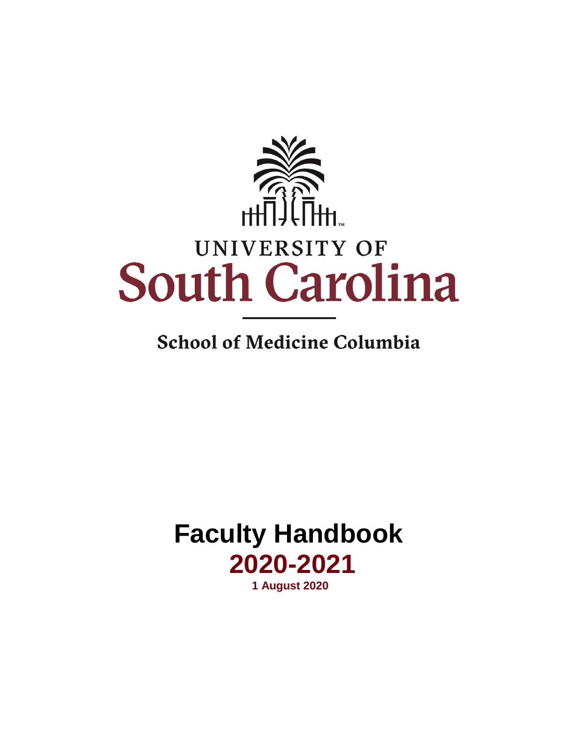UNIVERSITY OF

# South Carolina

**School of Medicine Columbia**

# Faculty Handbook

## 2020-2021

**1 August 2020**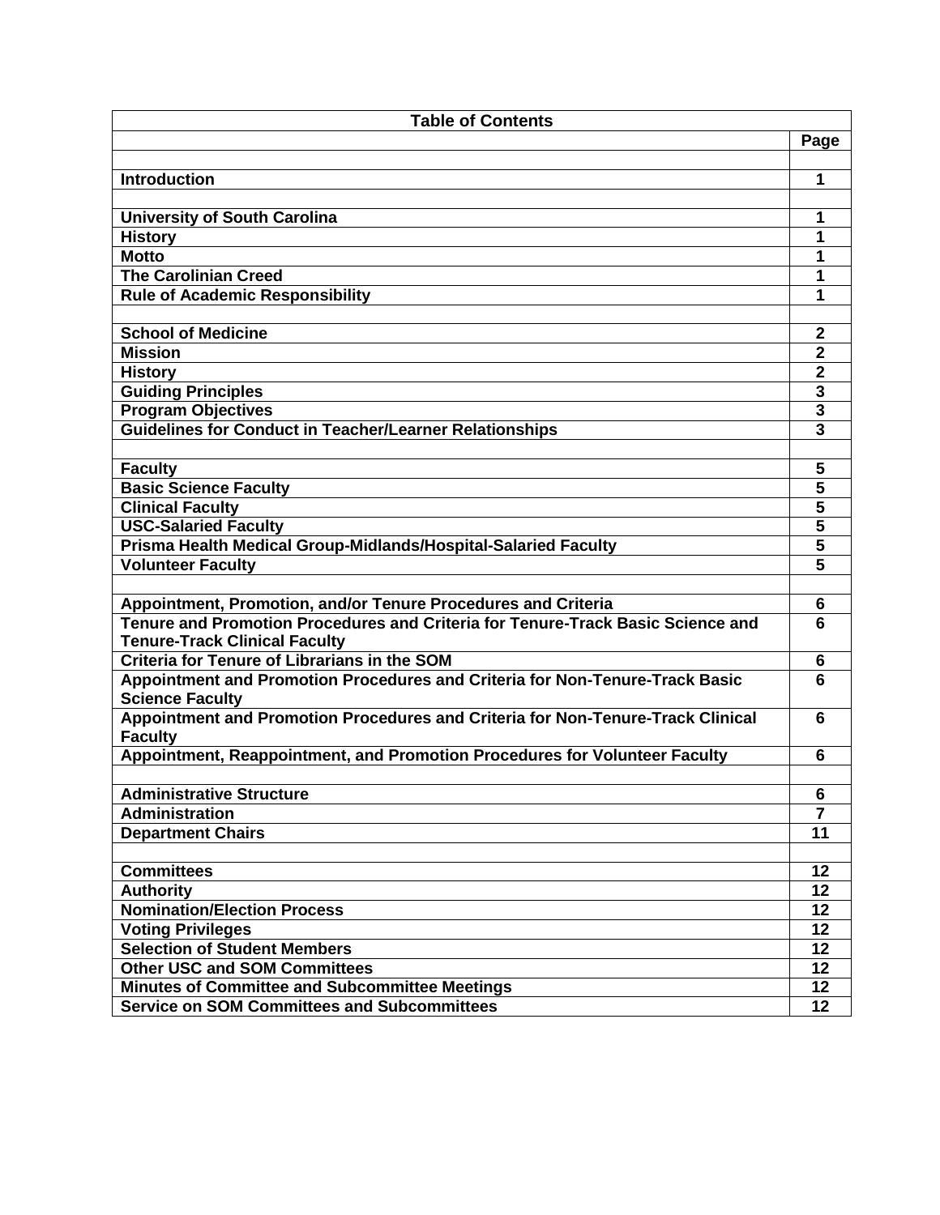| Table of Contents | |
|---|---|
| | **Page** |
| | |
| **Introduction** | **1** |
| | |
| **University of South Carolina** | **1** |
| **History** | **1** |
| **Motto** | **1** |
| **The Carolinian Creed** | **1** |
| **Rule of Academic Responsibility** | **1** |
| | |
| **School of Medicine** | **2** |
| **Mission** | **2** |
| **History** | **2** |
| **Guiding Principles** | **3** |
| **Program Objectives** | **3** |
| **Guidelines for Conduct in Teacher/Learner Relationships** | **3** |
| | |
| **Faculty** | **5** |
| **Basic Science Faculty** | **5** |
| **Clinical Faculty** | **5** |
| **USC-Salaried Faculty** | **5** |
| **Prisma Health Medical Group-Midlands/Hospital-Salaried Faculty** | **5** |
| **Volunteer Faculty** | **5** |
| | |
| **Appointment, Promotion, and/or Tenure Procedures and Criteria** | **6** |
| **Tenure and Promotion Procedures and Criteria for Tenure-Track Basic Science and Tenure-Track Clinical Faculty** | **6** |
| **Criteria for Tenure of Librarians in the SOM** | **6** |
| **Appointment and Promotion Procedures and Criteria for Non-Tenure-Track Basic Science Faculty** | **6** |
| **Appointment and Promotion Procedures and Criteria for Non-Tenure-Track Clinical Faculty** | **6** |
| **Appointment, Reappointment, and Promotion Procedures for Volunteer Faculty** | **6** |
| | |
| **Administrative Structure** | **6** |
| **Administration** | **7** |
| **Department Chairs** | **11** |
| | |
| **Committees** | **12** |
| **Authority** | **12** |
| **Nomination/Election Process** | **12** |
| **Voting Privileges** | **12** |
| **Selection of Student Members** | **12** |
| **Other USC and SOM Committees** | **12** |
| **Minutes of Committee and Subcommittee Meetings** | **12** |
| **Service on SOM Committees and Subcommittees** | **12** |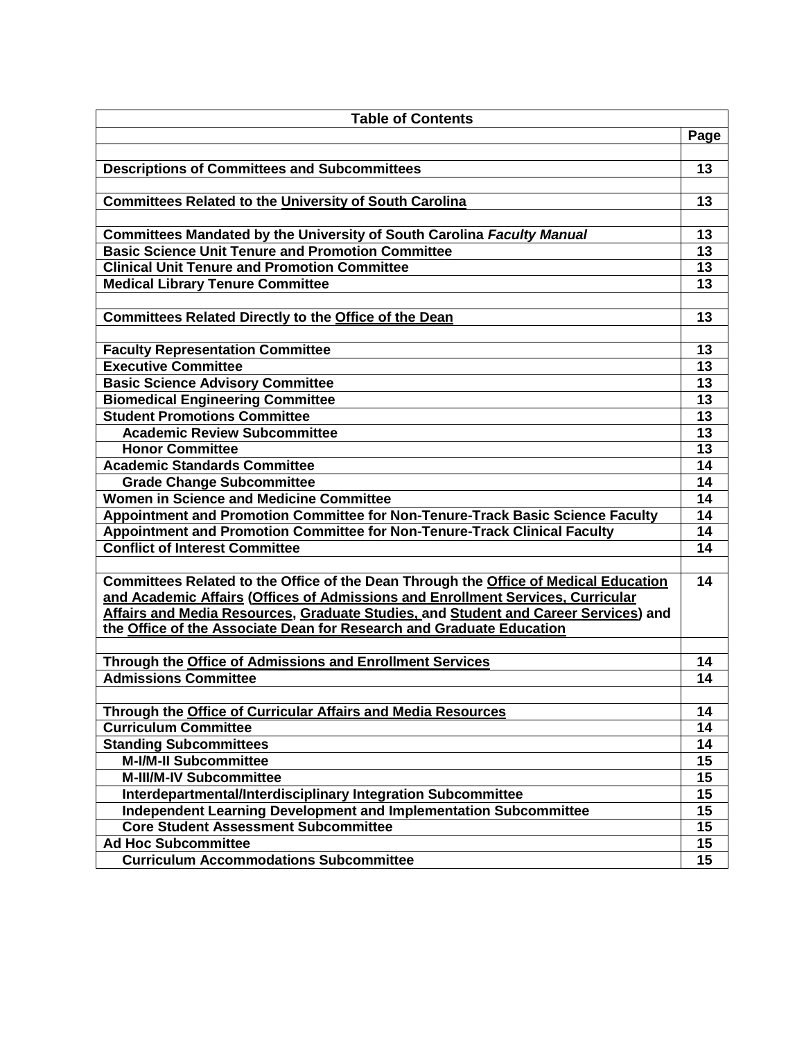| Table of Contents | |
|---|---|
| | **Page** |
| | |
| **Descriptions of Committees and Subcommittees** | **13** |
| | |
| **Committees Related to the University of South Carolina** | **13** |
| | |
| **Committees Mandated by the University of South Carolina *Faculty Manual*** | **13** |
| **Basic Science Unit Tenure and Promotion Committee** | **13** |
| **Clinical Unit Tenure and Promotion Committee** | **13** |
| **Medical Library Tenure Committee** | **13** |
| | |
| **Committees Related Directly to the Office of the Dean** | **13** |
| | |
| **Faculty Representation Committee** | **13** |
| **Executive Committee** | **13** |
| **Basic Science Advisory Committee** | **13** |
| **Biomedical Engineering Committee** | **13** |
| **Student Promotions Committee** | **13** |
| **Academic Review Subcommittee** | **13** |
| **Honor Committee** | **13** |
| **Academic Standards Committee** | **14** |
| **Grade Change Subcommittee** | **14** |
| **Women in Science and Medicine Committee** | **14** |
| **Appointment and Promotion Committee for Non-Tenure-Track Basic Science Faculty** | **14** |
| **Appointment and Promotion Committee for Non-Tenure-Track Clinical Faculty** | **14** |
| **Conflict of Interest Committee** | **14** |
| | |
| **Committees Related to the Office of the Dean Through the Office of Medical Education and Academic Affairs (Offices of Admissions and Enrollment Services, Curricular Affairs and Media Resources, Graduate Studies, and Student and Career Services) and the Office of the Associate Dean for Research and Graduate Education** | **14** |
| | |
| **Through the Office of Admissions and Enrollment Services** | **14** |
| **Admissions Committee** | **14** |
| | |
| **Through the Office of Curricular Affairs and Media Resources** | **14** |
| **Curriculum Committee** | **14** |
| **Standing Subcommittees** | **14** |
| **M-I/M-II Subcommittee** | **15** |
| **M-III/M-IV Subcommittee** | **15** |
| **Interdepartmental/Interdisciplinary Integration Subcommittee** | **15** |
| **Independent Learning Development and Implementation Subcommittee** | **15** |
| **Core Student Assessment Subcommittee** | **15** |
| **Ad Hoc Subcommittee** | **15** |
| **Curriculum Accommodations Subcommittee** | **15** |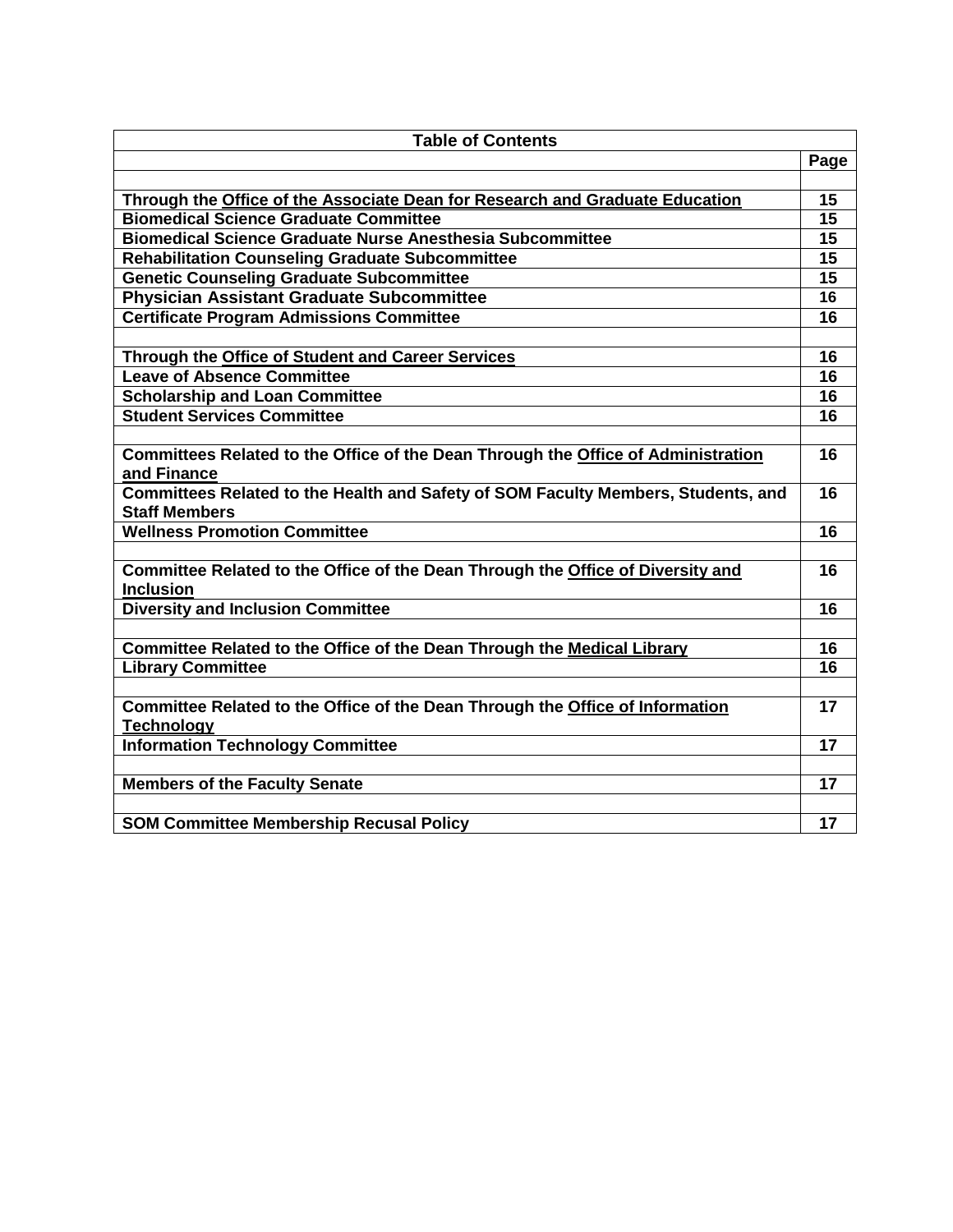| Table of Contents | |
|---|---|
| | Page |
| | |
| **Through the <u>Office of the Associate Dean for Research and Graduate Education</u>** | **15** |
| **Biomedical Science Graduate Committee** | **15** |
| **Biomedical Science Graduate Nurse Anesthesia Subcommittee** | **15** |
| **Rehabilitation Counseling Graduate Subcommittee** | **15** |
| **Genetic Counseling Graduate Subcommittee** | **15** |
| **Physician Assistant Graduate Subcommittee** | **16** |
| **Certificate Program Admissions Committee** | **16** |
| | |
| **Through the <u>Office of Student and Career Services</u>** | **16** |
| **Leave of Absence Committee** | **16** |
| **Scholarship and Loan Committee** | **16** |
| **Student Services Committee** | **16** |
| | |
| **Committees Related to the Office of the Dean Through the <u>Office of Administration and Finance</u>** | **16** |
| **Committees Related to the Health and Safety of SOM Faculty Members, Students, and Staff Members** | **16** |
| **Wellness Promotion Committee** | **16** |
| | |
| **Committee Related to the Office of the Dean Through the <u>Office of Diversity and Inclusion</u>** | **16** |
| **Diversity and Inclusion Committee** | **16** |
| | |
| **Committee Related to the Office of the Dean Through the <u>Medical Library</u>** | **16** |
| **Library Committee** | **16** |
| | |
| **Committee Related to the Office of the Dean Through the <u>Office of Information Technology</u>** | **17** |
| **Information Technology Committee** | **17** |
| | |
| **Members of the Faculty Senate** | **17** |
| | |
| **SOM Committee Membership Recusal Policy** | **17** |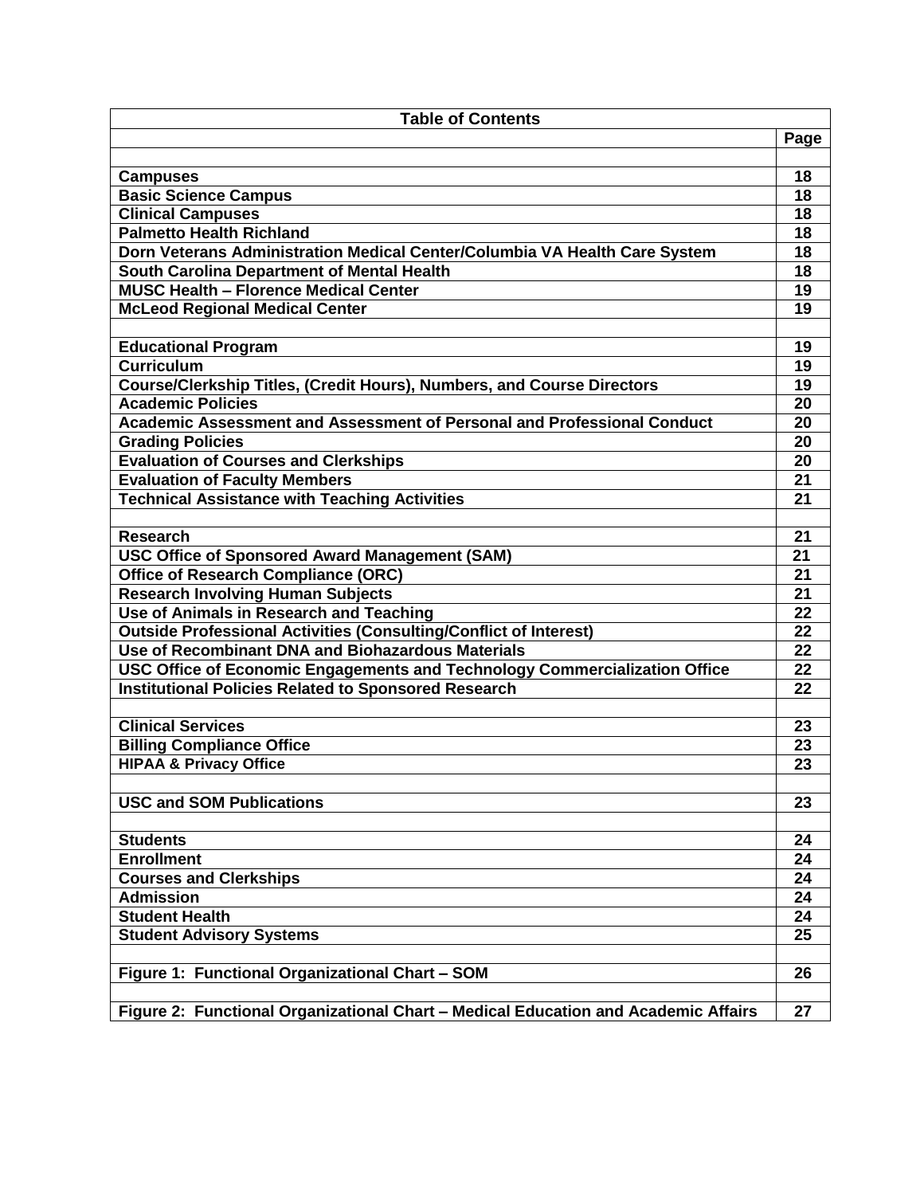| Table of Contents | |
|---|---|
| | **Page** |
| | |
| **Campuses** | **18** |
| **Basic Science Campus** | **18** |
| **Clinical Campuses** | **18** |
| **Palmetto Health Richland** | **18** |
| **Dorn Veterans Administration Medical Center/Columbia VA Health Care System** | **18** |
| **South Carolina Department of Mental Health** | **18** |
| **MUSC Health – Florence Medical Center** | **19** |
| **McLeod Regional Medical Center** | **19** |
| | |
| **Educational Program** | **19** |
| **Curriculum** | **19** |
| **Course/Clerkship Titles, (Credit Hours), Numbers, and Course Directors** | **19** |
| **Academic Policies** | **20** |
| **Academic Assessment and Assessment of Personal and Professional Conduct** | **20** |
| **Grading Policies** | **20** |
| **Evaluation of Courses and Clerkships** | **20** |
| **Evaluation of Faculty Members** | **21** |
| **Technical Assistance with Teaching Activities** | **21** |
| | |
| **Research** | **21** |
| **USC Office of Sponsored Award Management (SAM)** | **21** |
| **Office of Research Compliance (ORC)** | **21** |
| **Research Involving Human Subjects** | **21** |
| **Use of Animals in Research and Teaching** | **22** |
| **Outside Professional Activities (Consulting/Conflict of Interest)** | **22** |
| **Use of Recombinant DNA and Biohazardous Materials** | **22** |
| **USC Office of Economic Engagements and Technology Commercialization Office** | **22** |
| **Institutional Policies Related to Sponsored Research** | **22** |
| | |
| **Clinical Services** | **23** |
| **Billing Compliance Office** | **23** |
| **HIPAA & Privacy Office** | **23** |
| | |
| **USC and SOM Publications** | **23** |
| | |
| **Students** | **24** |
| **Enrollment** | **24** |
| **Courses and Clerkships** | **24** |
| **Admission** | **24** |
| **Student Health** | **24** |
| **Student Advisory Systems** | **25** |
| | |
| **Figure 1: Functional Organizational Chart – SOM** | **26** |
| | |
| **Figure 2: Functional Organizational Chart – Medical Education and Academic Affairs** | **27** |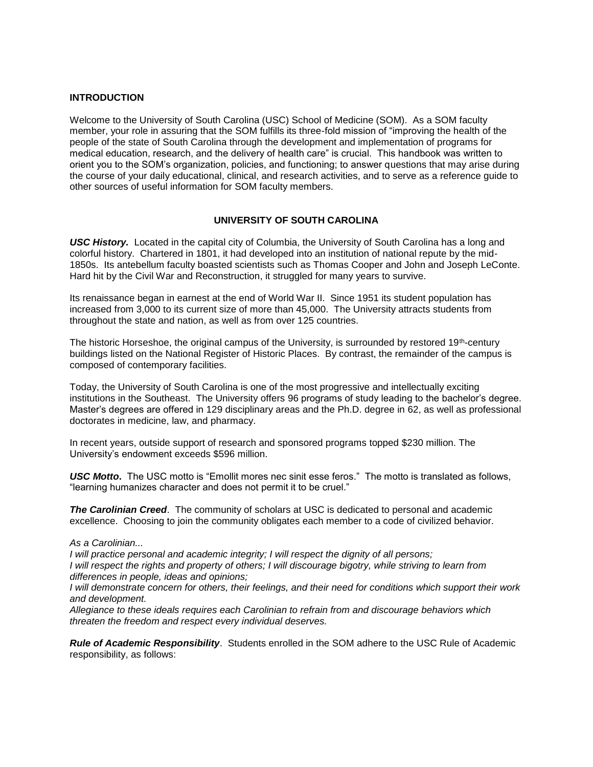## INTRODUCTION

Welcome to the University of South Carolina (USC) School of Medicine (SOM). As a SOM faculty member, your role in assuring that the SOM fulfills its three-fold mission of "improving the health of the people of the state of South Carolina through the development and implementation of programs for medical education, research, and the delivery of health care" is crucial. This handbook was written to orient you to the SOM's organization, policies, and functioning; to answer questions that may arise during the course of your daily educational, clinical, and research activities, and to serve as a reference guide to other sources of useful information for SOM faculty members.

## UNIVERSITY OF SOUTH CAROLINA

***USC History.*** Located in the capital city of Columbia, the University of South Carolina has a long and colorful history. Chartered in 1801, it had developed into an institution of national repute by the mid-1850s. Its antebellum faculty boasted scientists such as Thomas Cooper and John and Joseph LeConte. Hard hit by the Civil War and Reconstruction, it struggled for many years to survive.

Its renaissance began in earnest at the end of World War II. Since 1951 its student population has increased from 3,000 to its current size of more than 45,000. The University attracts students from throughout the state and nation, as well as from over 125 countries.

The historic Horseshoe, the original campus of the University, is surrounded by restored 19th-century buildings listed on the National Register of Historic Places. By contrast, the remainder of the campus is composed of contemporary facilities.

Today, the University of South Carolina is one of the most progressive and intellectually exciting institutions in the Southeast. The University offers 96 programs of study leading to the bachelor's degree. Master's degrees are offered in 129 disciplinary areas and the Ph.D. degree in 62, as well as professional doctorates in medicine, law, and pharmacy.

In recent years, outside support of research and sponsored programs topped $230 million. The University's endowment exceeds $596 million.

***USC Motto*****.** The USC motto is "Emollit mores nec sinit esse feros." The motto is translated as follows, "learning humanizes character and does not permit it to be cruel."

***The Carolinian Creed***. The community of scholars at USC is dedicated to personal and academic excellence. Choosing to join the community obligates each member to a code of civilized behavior.

*As a Carolinian...*
*I will practice personal and academic integrity; I will respect the dignity of all persons;*
*I will respect the rights and property of others; I will discourage bigotry, while striving to learn from differences in people, ideas and opinions;*
*I will demonstrate concern for others, their feelings, and their need for conditions which support their work and development.*
*Allegiance to these ideals requires each Carolinian to refrain from and discourage behaviors which threaten the freedom and respect every individual deserves.*

***Rule of Academic Responsibility***. Students enrolled in the SOM adhere to the USC Rule of Academic responsibility, as follows: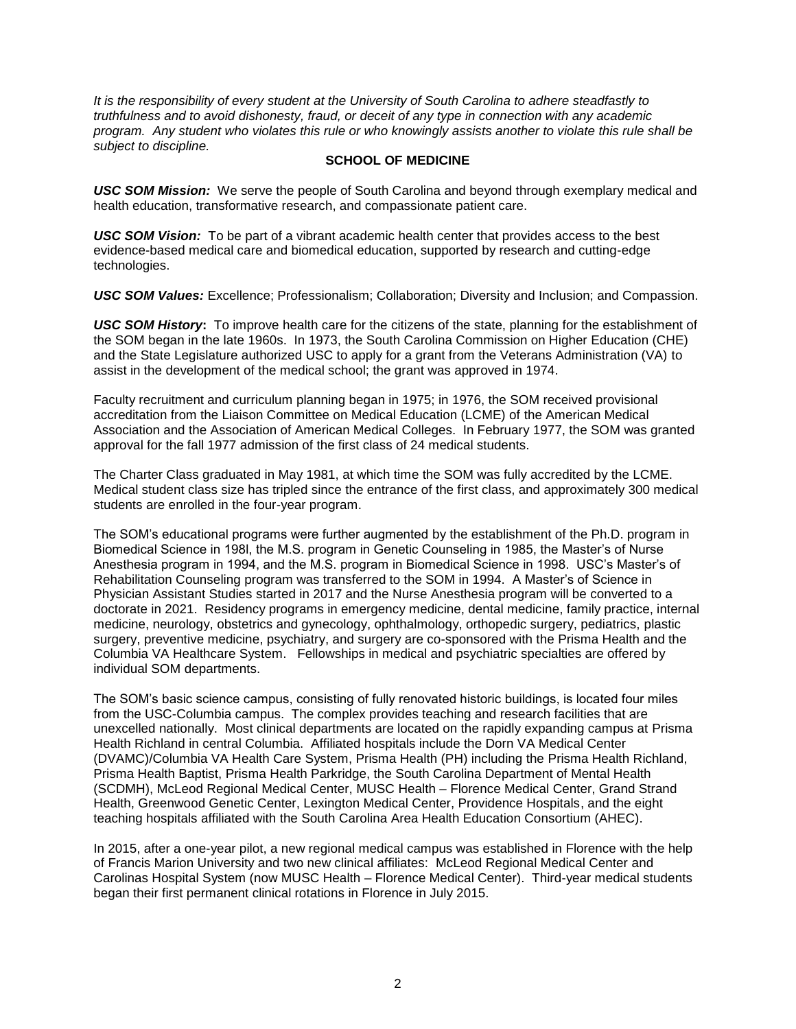*It is the responsibility of every student at the University of South Carolina to adhere steadfastly to truthfulness and to avoid dishonesty, fraud, or deceit of any type in connection with any academic program. Any student who violates this rule or who knowingly assists another to violate this rule shall be subject to discipline.*

## SCHOOL OF MEDICINE

***USC SOM Mission:*** We serve the people of South Carolina and beyond through exemplary medical and health education, transformative research, and compassionate patient care.

***USC SOM Vision:*** To be part of a vibrant academic health center that provides access to the best evidence-based medical care and biomedical education, supported by research and cutting-edge technologies.

***USC SOM Values:*** Excellence; Professionalism; Collaboration; Diversity and Inclusion; and Compassion.

***USC SOM History*:** To improve health care for the citizens of the state, planning for the establishment of the SOM began in the late 1960s. In 1973, the South Carolina Commission on Higher Education (CHE) and the State Legislature authorized USC to apply for a grant from the Veterans Administration (VA) to assist in the development of the medical school; the grant was approved in 1974.

Faculty recruitment and curriculum planning began in 1975; in 1976, the SOM received provisional accreditation from the Liaison Committee on Medical Education (LCME) of the American Medical Association and the Association of American Medical Colleges. In February 1977, the SOM was granted approval for the fall 1977 admission of the first class of 24 medical students.

The Charter Class graduated in May 1981, at which time the SOM was fully accredited by the LCME. Medical student class size has tripled since the entrance of the first class, and approximately 300 medical students are enrolled in the four-year program.

The SOM's educational programs were further augmented by the establishment of the Ph.D. program in Biomedical Science in 198l, the M.S. program in Genetic Counseling in 1985, the Master's of Nurse Anesthesia program in 1994, and the M.S. program in Biomedical Science in 1998. USC's Master's of Rehabilitation Counseling program was transferred to the SOM in 1994. A Master's of Science in Physician Assistant Studies started in 2017 and the Nurse Anesthesia program will be converted to a doctorate in 2021. Residency programs in emergency medicine, dental medicine, family practice, internal medicine, neurology, obstetrics and gynecology, ophthalmology, orthopedic surgery, pediatrics, plastic surgery, preventive medicine, psychiatry, and surgery are co-sponsored with the Prisma Health and the Columbia VA Healthcare System. Fellowships in medical and psychiatric specialties are offered by individual SOM departments.

The SOM's basic science campus, consisting of fully renovated historic buildings, is located four miles from the USC-Columbia campus. The complex provides teaching and research facilities that are unexcelled nationally. Most clinical departments are located on the rapidly expanding campus at Prisma Health Richland in central Columbia. Affiliated hospitals include the Dorn VA Medical Center (DVAMC)/Columbia VA Health Care System, Prisma Health (PH) including the Prisma Health Richland, Prisma Health Baptist, Prisma Health Parkridge, the South Carolina Department of Mental Health (SCDMH), McLeod Regional Medical Center, MUSC Health – Florence Medical Center, Grand Strand Health, Greenwood Genetic Center, Lexington Medical Center, Providence Hospitals, and the eight teaching hospitals affiliated with the South Carolina Area Health Education Consortium (AHEC).

In 2015, after a one-year pilot, a new regional medical campus was established in Florence with the help of Francis Marion University and two new clinical affiliates: McLeod Regional Medical Center and Carolinas Hospital System (now MUSC Health – Florence Medical Center). Third-year medical students began their first permanent clinical rotations in Florence in July 2015.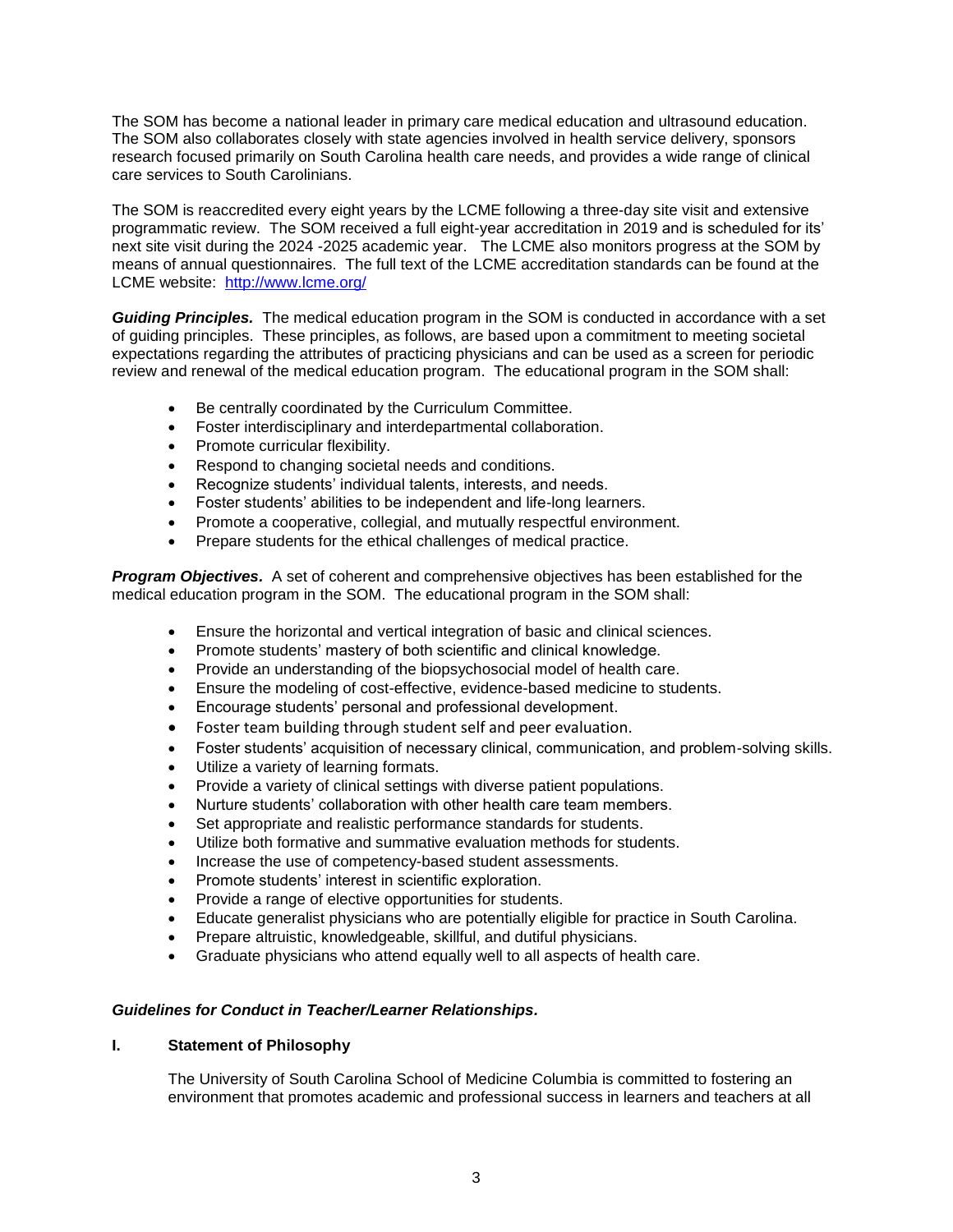The SOM has become a national leader in primary care medical education and ultrasound education. The SOM also collaborates closely with state agencies involved in health service delivery, sponsors research focused primarily on South Carolina health care needs, and provides a wide range of clinical care services to South Carolinians.

The SOM is reaccredited every eight years by the LCME following a three-day site visit and extensive programmatic review. The SOM received a full eight-year accreditation in 2019 and is scheduled for its' next site visit during the 2024 -2025 academic year. The LCME also monitors progress at the SOM by means of annual questionnaires. The full text of the LCME accreditation standards can be found at the LCME website: [http://www.lcme.org/](http://www.lcme.org/)

***Guiding Principles.*** The medical education program in the SOM is conducted in accordance with a set of guiding principles. These principles, as follows, are based upon a commitment to meeting societal expectations regarding the attributes of practicing physicians and can be used as a screen for periodic review and renewal of the medical education program. The educational program in the SOM shall:

- Be centrally coordinated by the Curriculum Committee.
- Foster interdisciplinary and interdepartmental collaboration.
- Promote curricular flexibility.
- Respond to changing societal needs and conditions.
- Recognize students' individual talents, interests, and needs.
- Foster students' abilities to be independent and life-long learners.
- Promote a cooperative, collegial, and mutually respectful environment.
- Prepare students for the ethical challenges of medical practice.

***Program Objectives.*** A set of coherent and comprehensive objectives has been established for the medical education program in the SOM. The educational program in the SOM shall:

- Ensure the horizontal and vertical integration of basic and clinical sciences.
- Promote students' mastery of both scientific and clinical knowledge.
- Provide an understanding of the biopsychosocial model of health care.
- Ensure the modeling of cost-effective, evidence-based medicine to students.
- Encourage students' personal and professional development.
- Foster team building through student self and peer evaluation.
- Foster students' acquisition of necessary clinical, communication, and problem-solving skills.
- Utilize a variety of learning formats.
- Provide a variety of clinical settings with diverse patient populations.
- Nurture students' collaboration with other health care team members.
- Set appropriate and realistic performance standards for students.
- Utilize both formative and summative evaluation methods for students.
- Increase the use of competency-based student assessments.
- Promote students' interest in scientific exploration.
- Provide a range of elective opportunities for students.
- Educate generalist physicians who are potentially eligible for practice in South Carolina.
- Prepare altruistic, knowledgeable, skillful, and dutiful physicians.
- Graduate physicians who attend equally well to all aspects of health care.

***Guidelines for Conduct in Teacher/Learner Relationships.***

**I. Statement of Philosophy**

The University of South Carolina School of Medicine Columbia is committed to fostering an environment that promotes academic and professional success in learners and teachers at all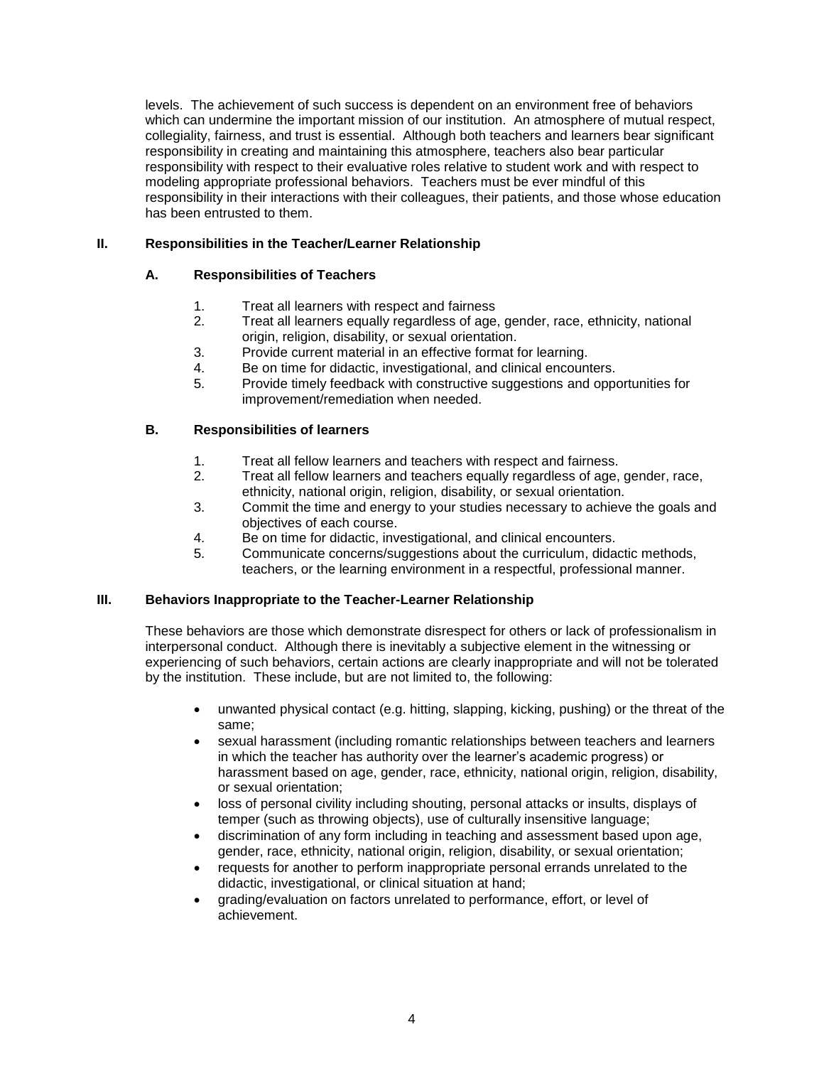levels. The achievement of such success is dependent on an environment free of behaviors which can undermine the important mission of our institution. An atmosphere of mutual respect, collegiality, fairness, and trust is essential. Although both teachers and learners bear significant responsibility in creating and maintaining this atmosphere, teachers also bear particular responsibility with respect to their evaluative roles relative to student work and with respect to modeling appropriate professional behaviors. Teachers must be ever mindful of this responsibility in their interactions with their colleagues, their patients, and those whose education has been entrusted to them.

## II. Responsibilities in the Teacher/Learner Relationship

### A. Responsibilities of Teachers

1. Treat all learners with respect and fairness
2. Treat all learners equally regardless of age, gender, race, ethnicity, national origin, religion, disability, or sexual orientation.
3. Provide current material in an effective format for learning.
4. Be on time for didactic, investigational, and clinical encounters.
5. Provide timely feedback with constructive suggestions and opportunities for improvement/remediation when needed.

### B. Responsibilities of learners

1. Treat all fellow learners and teachers with respect and fairness.
2. Treat all fellow learners and teachers equally regardless of age, gender, race, ethnicity, national origin, religion, disability, or sexual orientation.
3. Commit the time and energy to your studies necessary to achieve the goals and objectives of each course.
4. Be on time for didactic, investigational, and clinical encounters.
5. Communicate concerns/suggestions about the curriculum, didactic methods, teachers, or the learning environment in a respectful, professional manner.

## III. Behaviors Inappropriate to the Teacher-Learner Relationship

These behaviors are those which demonstrate disrespect for others or lack of professionalism in interpersonal conduct. Although there is inevitably a subjective element in the witnessing or experiencing of such behaviors, certain actions are clearly inappropriate and will not be tolerated by the institution. These include, but are not limited to, the following:

- unwanted physical contact (e.g. hitting, slapping, kicking, pushing) or the threat of the same;
- sexual harassment (including romantic relationships between teachers and learners in which the teacher has authority over the learner's academic progress) or harassment based on age, gender, race, ethnicity, national origin, religion, disability, or sexual orientation;
- loss of personal civility including shouting, personal attacks or insults, displays of temper (such as throwing objects), use of culturally insensitive language;
- discrimination of any form including in teaching and assessment based upon age, gender, race, ethnicity, national origin, religion, disability, or sexual orientation;
- requests for another to perform inappropriate personal errands unrelated to the didactic, investigational, or clinical situation at hand;
- grading/evaluation on factors unrelated to performance, effort, or level of achievement.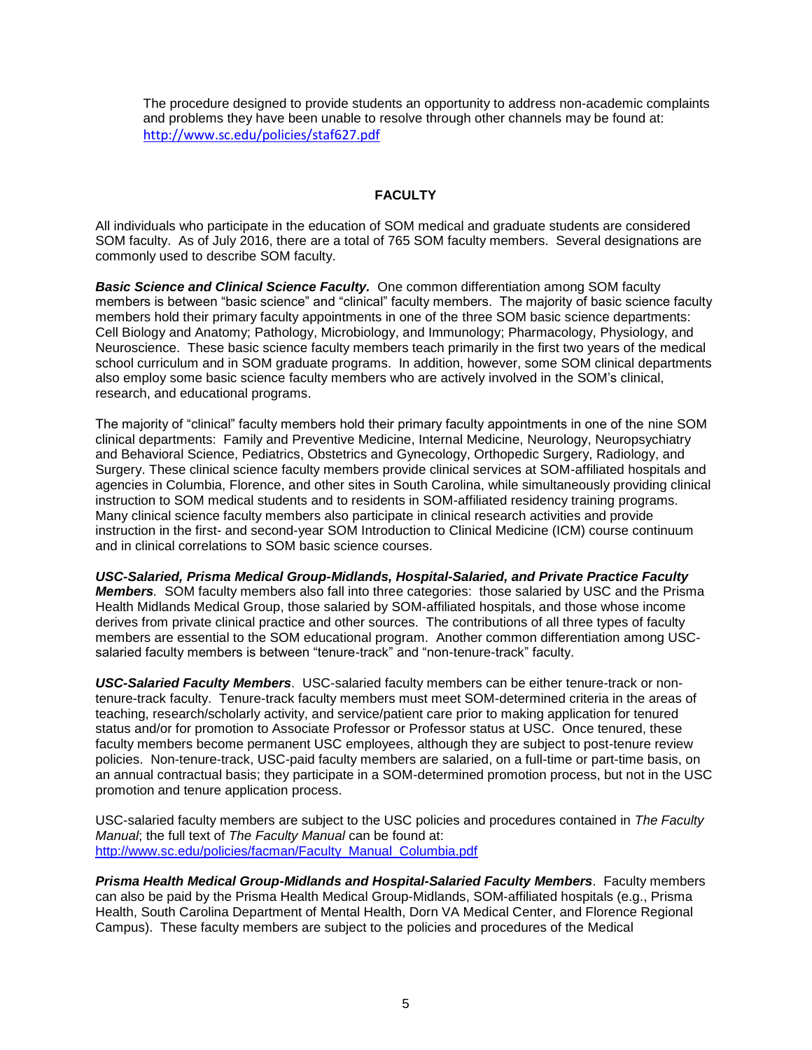The procedure designed to provide students an opportunity to address non-academic complaints and problems they have been unable to resolve through other channels may be found at: http://www.sc.edu/policies/staf627.pdf

## FACULTY

All individuals who participate in the education of SOM medical and graduate students are considered SOM faculty. As of July 2016, there are a total of 765 SOM faculty members. Several designations are commonly used to describe SOM faculty.

***Basic Science and Clinical Science Faculty.*** One common differentiation among SOM faculty members is between "basic science" and "clinical" faculty members. The majority of basic science faculty members hold their primary faculty appointments in one of the three SOM basic science departments: Cell Biology and Anatomy; Pathology, Microbiology, and Immunology; Pharmacology, Physiology, and Neuroscience. These basic science faculty members teach primarily in the first two years of the medical school curriculum and in SOM graduate programs. In addition, however, some SOM clinical departments also employ some basic science faculty members who are actively involved in the SOM's clinical, research, and educational programs.

The majority of "clinical" faculty members hold their primary faculty appointments in one of the nine SOM clinical departments: Family and Preventive Medicine, Internal Medicine, Neurology, Neuropsychiatry and Behavioral Science, Pediatrics, Obstetrics and Gynecology, Orthopedic Surgery, Radiology, and Surgery. These clinical science faculty members provide clinical services at SOM-affiliated hospitals and agencies in Columbia, Florence, and other sites in South Carolina, while simultaneously providing clinical instruction to SOM medical students and to residents in SOM-affiliated residency training programs. Many clinical science faculty members also participate in clinical research activities and provide instruction in the first- and second-year SOM Introduction to Clinical Medicine (ICM) course continuum and in clinical correlations to SOM basic science courses.

***USC-Salaried, Prisma Medical Group-Midlands, Hospital-Salaried, and Private Practice Faculty Members.*** SOM faculty members also fall into three categories: those salaried by USC and the Prisma Health Midlands Medical Group, those salaried by SOM-affiliated hospitals, and those whose income derives from private clinical practice and other sources. The contributions of all three types of faculty members are essential to the SOM educational program. Another common differentiation among USC-salaried faculty members is between "tenure-track" and "non-tenure-track" faculty.

***USC-Salaried Faculty Members***. USC-salaried faculty members can be either tenure-track or non-tenure-track faculty. Tenure-track faculty members must meet SOM-determined criteria in the areas of teaching, research/scholarly activity, and service/patient care prior to making application for tenured status and/or for promotion to Associate Professor or Professor status at USC. Once tenured, these faculty members become permanent USC employees, although they are subject to post-tenure review policies. Non-tenure-track, USC-paid faculty members are salaried, on a full-time or part-time basis, on an annual contractual basis; they participate in a SOM-determined promotion process, but not in the USC promotion and tenure application process.

USC-salaried faculty members are subject to the USC policies and procedures contained in *The Faculty Manual*; the full text of *The Faculty Manual* can be found at: http://www.sc.edu/policies/facman/Faculty_Manual_Columbia.pdf

***Prisma Health Medical Group-Midlands and Hospital-Salaried Faculty Members***. Faculty members can also be paid by the Prisma Health Medical Group-Midlands, SOM-affiliated hospitals (e.g., Prisma Health, South Carolina Department of Mental Health, Dorn VA Medical Center, and Florence Regional Campus). These faculty members are subject to the policies and procedures of the Medical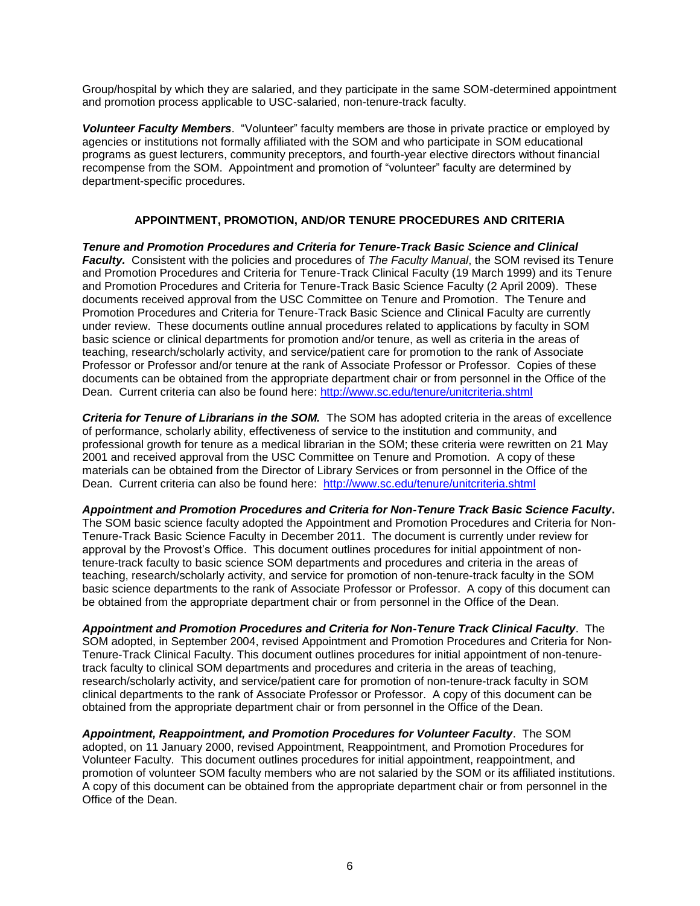Group/hospital by which they are salaried, and they participate in the same SOM-determined appointment and promotion process applicable to USC-salaried, non-tenure-track faculty.

***Volunteer Faculty Members***. "Volunteer" faculty members are those in private practice or employed by agencies or institutions not formally affiliated with the SOM and who participate in SOM educational programs as guest lecturers, community preceptors, and fourth-year elective directors without financial recompense from the SOM. Appointment and promotion of "volunteer" faculty are determined by department-specific procedures.

## APPOINTMENT, PROMOTION, AND/OR TENURE PROCEDURES AND CRITERIA

***Tenure and Promotion Procedures and Criteria for Tenure-Track Basic Science and Clinical Faculty.*** Consistent with the policies and procedures of *The Faculty Manual*, the SOM revised its Tenure and Promotion Procedures and Criteria for Tenure-Track Clinical Faculty (19 March 1999) and its Tenure and Promotion Procedures and Criteria for Tenure-Track Basic Science Faculty (2 April 2009). These documents received approval from the USC Committee on Tenure and Promotion. The Tenure and Promotion Procedures and Criteria for Tenure-Track Basic Science and Clinical Faculty are currently under review. These documents outline annual procedures related to applications by faculty in SOM basic science or clinical departments for promotion and/or tenure, as well as criteria in the areas of teaching, research/scholarly activity, and service/patient care for promotion to the rank of Associate Professor or Professor and/or tenure at the rank of Associate Professor or Professor. Copies of these documents can be obtained from the appropriate department chair or from personnel in the Office of the Dean. Current criteria can also be found here: http://www.sc.edu/tenure/unitcriteria.shtml

***Criteria for Tenure of Librarians in the SOM.*** The SOM has adopted criteria in the areas of excellence of performance, scholarly ability, effectiveness of service to the institution and community, and professional growth for tenure as a medical librarian in the SOM; these criteria were rewritten on 21 May 2001 and received approval from the USC Committee on Tenure and Promotion. A copy of these materials can be obtained from the Director of Library Services or from personnel in the Office of the Dean. Current criteria can also be found here: http://www.sc.edu/tenure/unitcriteria.shtml

***Appointment and Promotion Procedures and Criteria for Non-Tenure Track Basic Science Faculty*****.** The SOM basic science faculty adopted the Appointment and Promotion Procedures and Criteria for Non-Tenure-Track Basic Science Faculty in December 2011. The document is currently under review for approval by the Provost's Office. This document outlines procedures for initial appointment of non-tenure-track faculty to basic science SOM departments and procedures and criteria in the areas of teaching, research/scholarly activity, and service for promotion of non-tenure-track faculty in the SOM basic science departments to the rank of Associate Professor or Professor. A copy of this document can be obtained from the appropriate department chair or from personnel in the Office of the Dean.

***Appointment and Promotion Procedures and Criteria for Non-Tenure Track Clinical Faculty***. The SOM adopted, in September 2004, revised Appointment and Promotion Procedures and Criteria for Non-Tenure-Track Clinical Faculty. This document outlines procedures for initial appointment of non-tenure-track faculty to clinical SOM departments and procedures and criteria in the areas of teaching, research/scholarly activity, and service/patient care for promotion of non-tenure-track faculty in SOM clinical departments to the rank of Associate Professor or Professor. A copy of this document can be obtained from the appropriate department chair or from personnel in the Office of the Dean.

***Appointment, Reappointment, and Promotion Procedures for Volunteer Faculty***. The SOM adopted, on 11 January 2000, revised Appointment, Reappointment, and Promotion Procedures for Volunteer Faculty. This document outlines procedures for initial appointment, reappointment, and promotion of volunteer SOM faculty members who are not salaried by the SOM or its affiliated institutions. A copy of this document can be obtained from the appropriate department chair or from personnel in the Office of the Dean.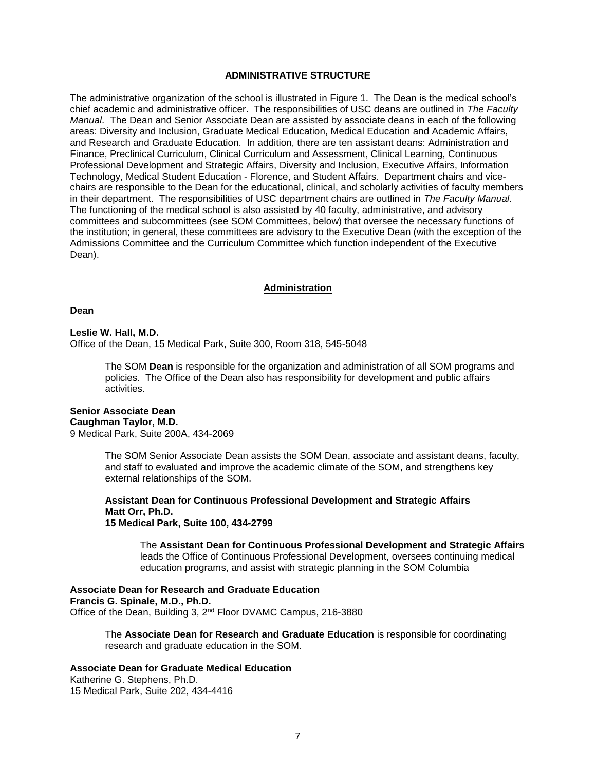## ADMINISTRATIVE STRUCTURE

The administrative organization of the school is illustrated in Figure 1. The Dean is the medical school's chief academic and administrative officer. The responsibilities of USC deans are outlined in *The Faculty Manual*. The Dean and Senior Associate Dean are assisted by associate deans in each of the following areas: Diversity and Inclusion, Graduate Medical Education, Medical Education and Academic Affairs, and Research and Graduate Education. In addition, there are ten assistant deans: Administration and Finance, Preclinical Curriculum, Clinical Curriculum and Assessment, Clinical Learning, Continuous Professional Development and Strategic Affairs, Diversity and Inclusion, Executive Affairs, Information Technology, Medical Student Education - Florence, and Student Affairs. Department chairs and vice-chairs are responsible to the Dean for the educational, clinical, and scholarly activities of faculty members in their department. The responsibilities of USC department chairs are outlined in *The Faculty Manual*. The functioning of the medical school is also assisted by 40 faculty, administrative, and advisory committees and subcommittees (see SOM Committees, below) that oversee the necessary functions of the institution; in general, these committees are advisory to the Executive Dean (with the exception of the Admissions Committee and the Curriculum Committee which function independent of the Executive Dean).

### Administration

**Dean**

**Leslie W. Hall, M.D.**
Office of the Dean, 15 Medical Park, Suite 300, Room 318, 545-5048

> The SOM **Dean** is responsible for the organization and administration of all SOM programs and policies. The Office of the Dean also has responsibility for development and public affairs activities.

**Senior Associate Dean**
**Caughman Taylor, M.D.**
9 Medical Park, Suite 200A, 434-2069

> The SOM Senior Associate Dean assists the SOM Dean, associate and assistant deans, faculty, and staff to evaluated and improve the academic climate of the SOM, and strengthens key external relationships of the SOM.
>
> **Assistant Dean for Continuous Professional Development and Strategic Affairs**
> **Matt Orr, Ph.D.**
> **15 Medical Park, Suite 100, 434-2799**
>
> > The **Assistant Dean for Continuous Professional Development and Strategic Affairs** leads the Office of Continuous Professional Development, oversees continuing medical education programs, and assist with strategic planning in the SOM Columbia

**Associate Dean for Research and Graduate Education**
**Francis G. Spinale, M.D., Ph.D.**
Office of the Dean, Building 3, 2nd Floor DVAMC Campus, 216-3880

> The **Associate Dean for Research and Graduate Education** is responsible for coordinating research and graduate education in the SOM.

**Associate Dean for Graduate Medical Education**
Katherine G. Stephens, Ph.D.
15 Medical Park, Suite 202, 434-4416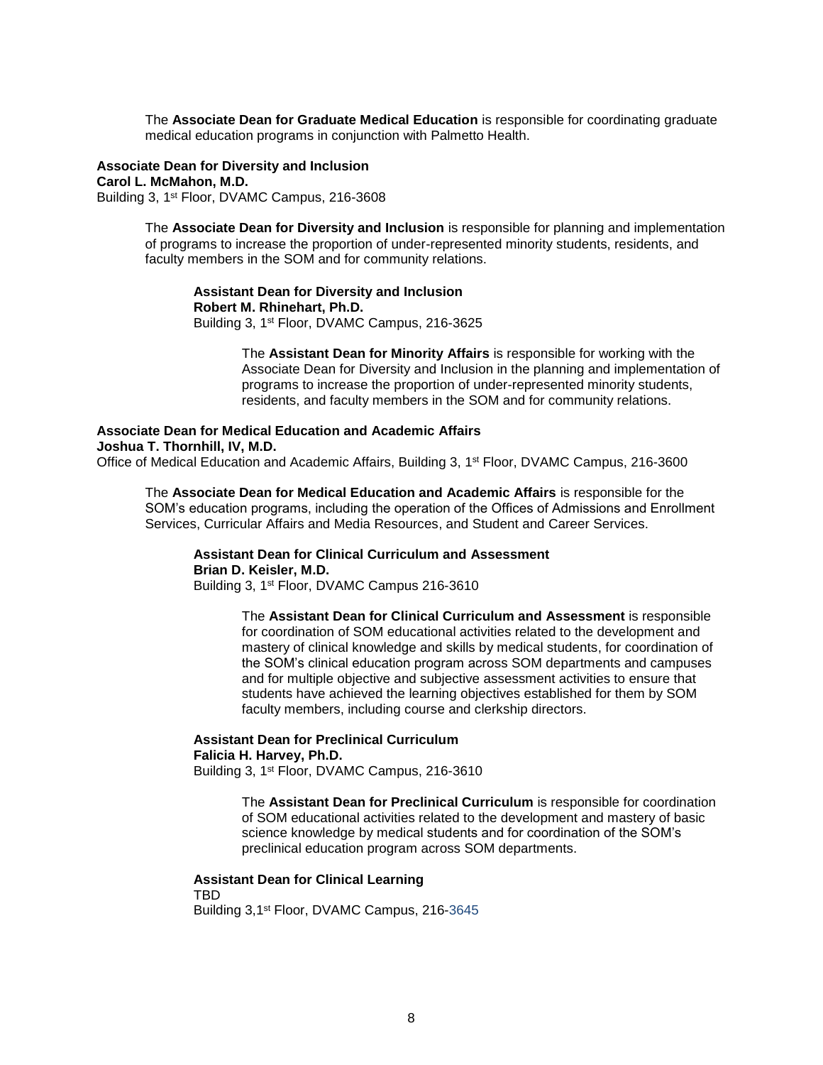The **Associate Dean for Graduate Medical Education** is responsible for coordinating graduate medical education programs in conjunction with Palmetto Health.

**Associate Dean for Diversity and Inclusion**
**Carol L. McMahon, M.D.**
Building 3, 1st Floor, DVAMC Campus, 216-3608

The **Associate Dean for Diversity and Inclusion** is responsible for planning and implementation of programs to increase the proportion of under-represented minority students, residents, and faculty members in the SOM and for community relations.

**Assistant Dean for Diversity and Inclusion**
**Robert M. Rhinehart, Ph.D.**
Building 3, 1st Floor, DVAMC Campus, 216-3625

The **Assistant Dean for Minority Affairs** is responsible for working with the Associate Dean for Diversity and Inclusion in the planning and implementation of programs to increase the proportion of under-represented minority students, residents, and faculty members in the SOM and for community relations.

**Associate Dean for Medical Education and Academic Affairs**
**Joshua T. Thornhill, IV, M.D.**
Office of Medical Education and Academic Affairs, Building 3, 1st Floor, DVAMC Campus, 216-3600

The **Associate Dean for Medical Education and Academic Affairs** is responsible for the SOM's education programs, including the operation of the Offices of Admissions and Enrollment Services, Curricular Affairs and Media Resources, and Student and Career Services.

**Assistant Dean for Clinical Curriculum and Assessment**
**Brian D. Keisler, M.D.**
Building 3, 1st Floor, DVAMC Campus 216-3610

The **Assistant Dean for Clinical Curriculum and Assessment** is responsible for coordination of SOM educational activities related to the development and mastery of clinical knowledge and skills by medical students, for coordination of the SOM's clinical education program across SOM departments and campuses and for multiple objective and subjective assessment activities to ensure that students have achieved the learning objectives established for them by SOM faculty members, including course and clerkship directors.

**Assistant Dean for Preclinical Curriculum**
**Falicia H. Harvey, Ph.D.**
Building 3, 1st Floor, DVAMC Campus, 216-3610

The **Assistant Dean for Preclinical Curriculum** is responsible for coordination of SOM educational activities related to the development and mastery of basic science knowledge by medical students and for coordination of the SOM's preclinical education program across SOM departments.

**Assistant Dean for Clinical Learning**
TBD
Building 3,1st Floor, DVAMC Campus, 216-3645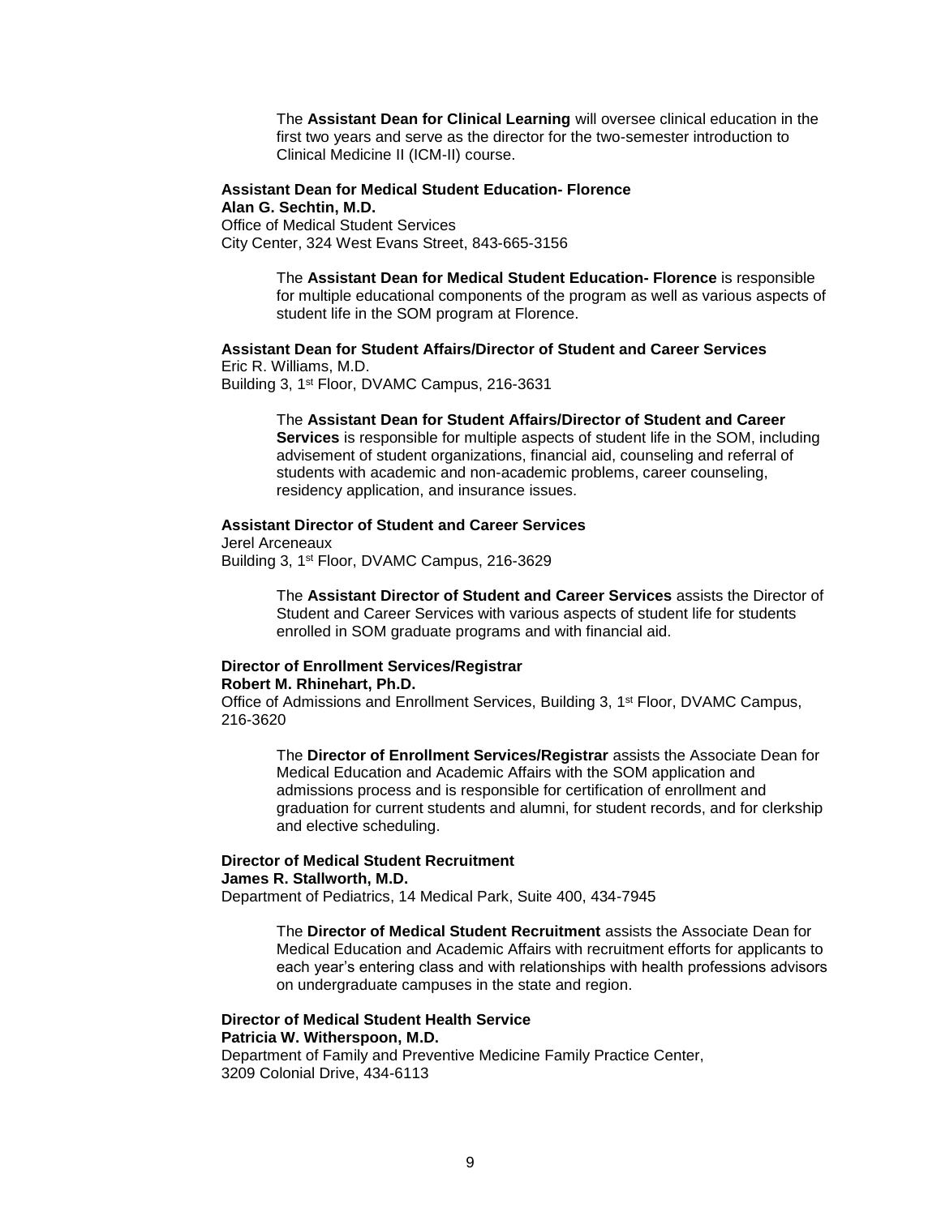The **Assistant Dean for Clinical Learning** will oversee clinical education in the first two years and serve as the director for the two-semester introduction to Clinical Medicine II (ICM-II) course.

**Assistant Dean for Medical Student Education- Florence**
**Alan G. Sechtin, M.D.**
Office of Medical Student Services
City Center, 324 West Evans Street, 843-665-3156

The **Assistant Dean for Medical Student Education- Florence** is responsible for multiple educational components of the program as well as various aspects of student life in the SOM program at Florence.

**Assistant Dean for Student Affairs/Director of Student and Career Services**
Eric R. Williams, M.D.
Building 3, 1st Floor, DVAMC Campus, 216-3631

The **Assistant Dean for Student Affairs/Director of Student and Career Services** is responsible for multiple aspects of student life in the SOM, including advisement of student organizations, financial aid, counseling and referral of students with academic and non-academic problems, career counseling, residency application, and insurance issues.

**Assistant Director of Student and Career Services**
Jerel Arceneaux
Building 3, 1st Floor, DVAMC Campus, 216-3629

The **Assistant Director of Student and Career Services** assists the Director of Student and Career Services with various aspects of student life for students enrolled in SOM graduate programs and with financial aid.

**Director of Enrollment Services/Registrar**
**Robert M. Rhinehart, Ph.D.**
Office of Admissions and Enrollment Services, Building 3, 1st Floor, DVAMC Campus, 216-3620

The **Director of Enrollment Services/Registrar** assists the Associate Dean for Medical Education and Academic Affairs with the SOM application and admissions process and is responsible for certification of enrollment and graduation for current students and alumni, for student records, and for clerkship and elective scheduling.

**Director of Medical Student Recruitment**
**James R. Stallworth, M.D.**
Department of Pediatrics, 14 Medical Park, Suite 400, 434-7945

The **Director of Medical Student Recruitment** assists the Associate Dean for Medical Education and Academic Affairs with recruitment efforts for applicants to each year's entering class and with relationships with health professions advisors on undergraduate campuses in the state and region.

**Director of Medical Student Health Service**
**Patricia W. Witherspoon, M.D.**
Department of Family and Preventive Medicine Family Practice Center,
3209 Colonial Drive, 434-6113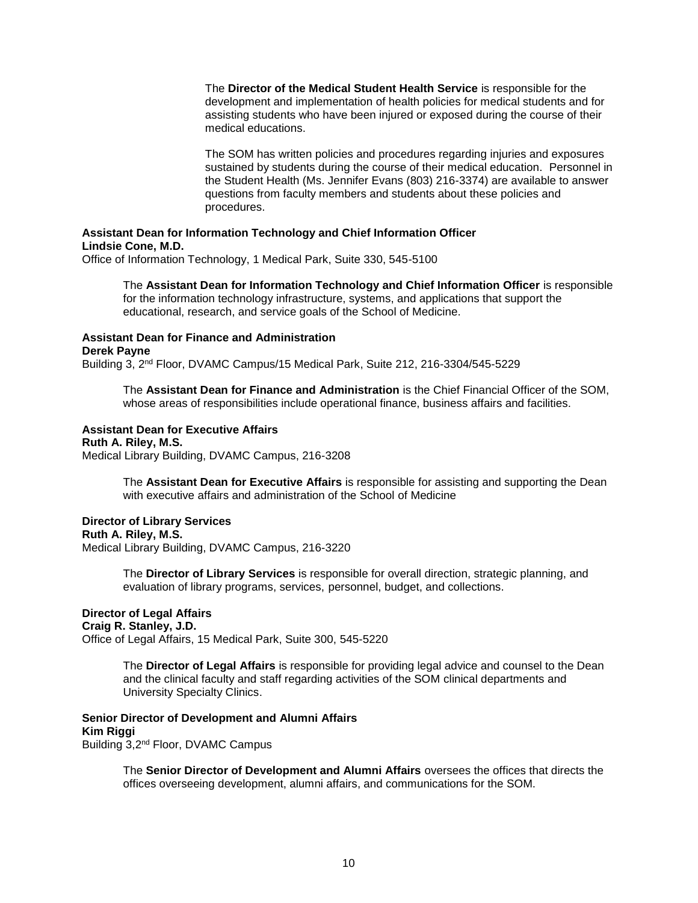The **Director of the Medical Student Health Service** is responsible for the development and implementation of health policies for medical students and for assisting students who have been injured or exposed during the course of their medical educations.

The SOM has written policies and procedures regarding injuries and exposures sustained by students during the course of their medical education. Personnel in the Student Health (Ms. Jennifer Evans (803) 216-3374) are available to answer questions from faculty members and students about these policies and procedures.

**Assistant Dean for Information Technology and Chief Information Officer**
**Lindsie Cone, M.D.**
Office of Information Technology, 1 Medical Park, Suite 330, 545-5100

The **Assistant Dean for Information Technology and Chief Information Officer** is responsible for the information technology infrastructure, systems, and applications that support the educational, research, and service goals of the School of Medicine.

**Assistant Dean for Finance and Administration**
**Derek Payne**
Building 3, 2nd Floor, DVAMC Campus/15 Medical Park, Suite 212, 216-3304/545-5229

The **Assistant Dean for Finance and Administration** is the Chief Financial Officer of the SOM, whose areas of responsibilities include operational finance, business affairs and facilities.

**Assistant Dean for Executive Affairs**
**Ruth A. Riley, M.S.**
Medical Library Building, DVAMC Campus, 216-3208

The **Assistant Dean for Executive Affairs** is responsible for assisting and supporting the Dean with executive affairs and administration of the School of Medicine

**Director of Library Services**
**Ruth A. Riley, M.S.**
Medical Library Building, DVAMC Campus, 216-3220

The **Director of Library Services** is responsible for overall direction, strategic planning, and evaluation of library programs, services, personnel, budget, and collections.

**Director of Legal Affairs**
**Craig R. Stanley, J.D.**
Office of Legal Affairs, 15 Medical Park, Suite 300, 545-5220

The **Director of Legal Affairs** is responsible for providing legal advice and counsel to the Dean and the clinical faculty and staff regarding activities of the SOM clinical departments and University Specialty Clinics.

**Senior Director of Development and Alumni Affairs**
**Kim Riggi**
Building 3,2nd Floor, DVAMC Campus

The **Senior Director of Development and Alumni Affairs** oversees the offices that directs the offices overseeing development, alumni affairs, and communications for the SOM.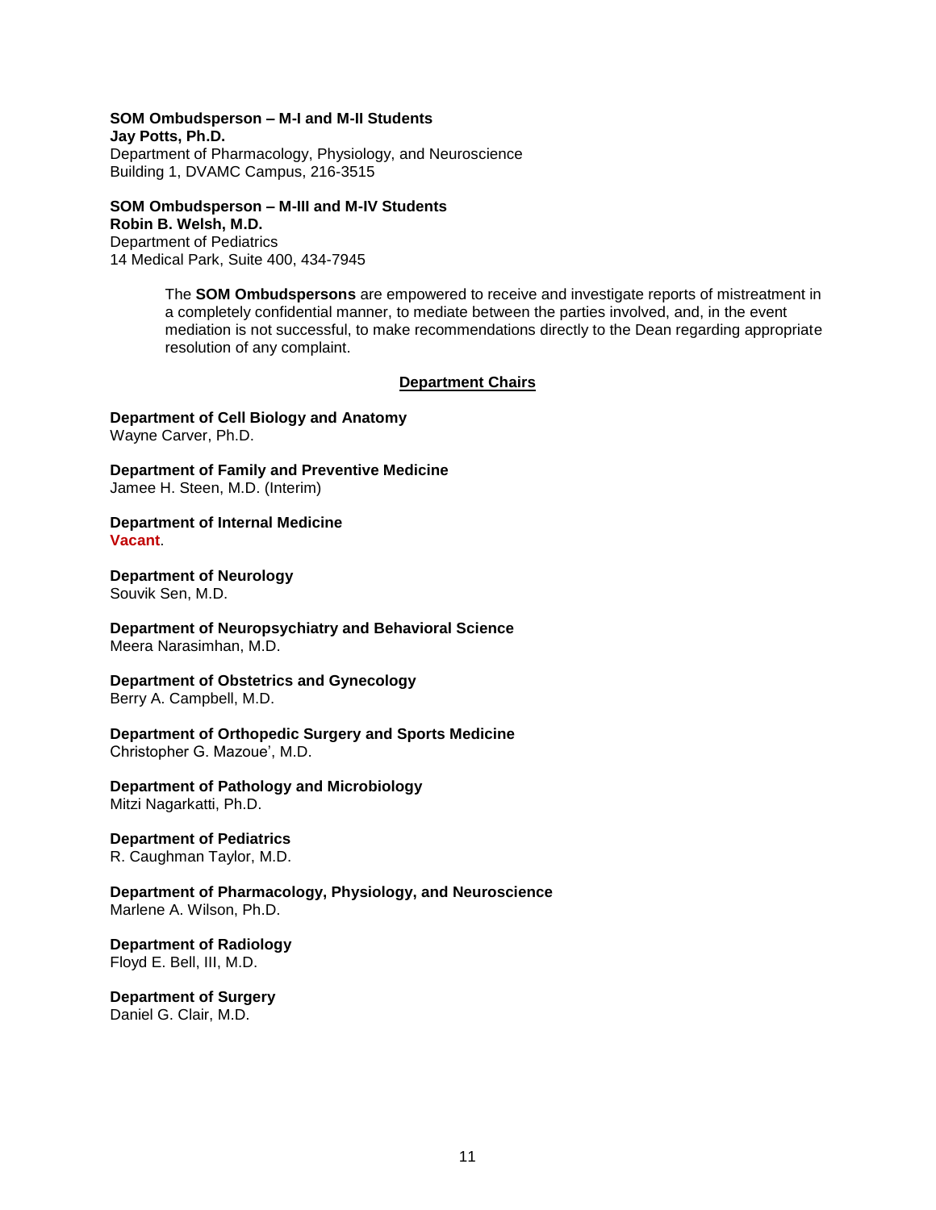**SOM Ombudsperson – M-I and M-II Students**
**Jay Potts, Ph.D.**
Department of Pharmacology, Physiology, and Neuroscience
Building 1, DVAMC Campus, 216-3515

**SOM Ombudsperson – M-III and M-IV Students**
**Robin B. Welsh, M.D.**
Department of Pediatrics
14 Medical Park, Suite 400, 434-7945

> The **SOM Ombudspersons** are empowered to receive and investigate reports of mistreatment in a completely confidential manner, to mediate between the parties involved, and, in the event mediation is not successful, to make recommendations directly to the Dean regarding appropriate resolution of any complaint.

## Department Chairs

**Department of Cell Biology and Anatomy**
Wayne Carver, Ph.D.

**Department of Family and Preventive Medicine**
Jamee H. Steen, M.D. (Interim)

**Department of Internal Medicine**
**Vacant**.

**Department of Neurology**
Souvik Sen, M.D.

**Department of Neuropsychiatry and Behavioral Science**
Meera Narasimhan, M.D.

**Department of Obstetrics and Gynecology**
Berry A. Campbell, M.D.

**Department of Orthopedic Surgery and Sports Medicine**
Christopher G. Mazoue', M.D.

**Department of Pathology and Microbiology**
Mitzi Nagarkatti, Ph.D.

**Department of Pediatrics**
R. Caughman Taylor, M.D.

**Department of Pharmacology, Physiology, and Neuroscience**
Marlene A. Wilson, Ph.D.

**Department of Radiology**
Floyd E. Bell, III, M.D.

**Department of Surgery**
Daniel G. Clair, M.D.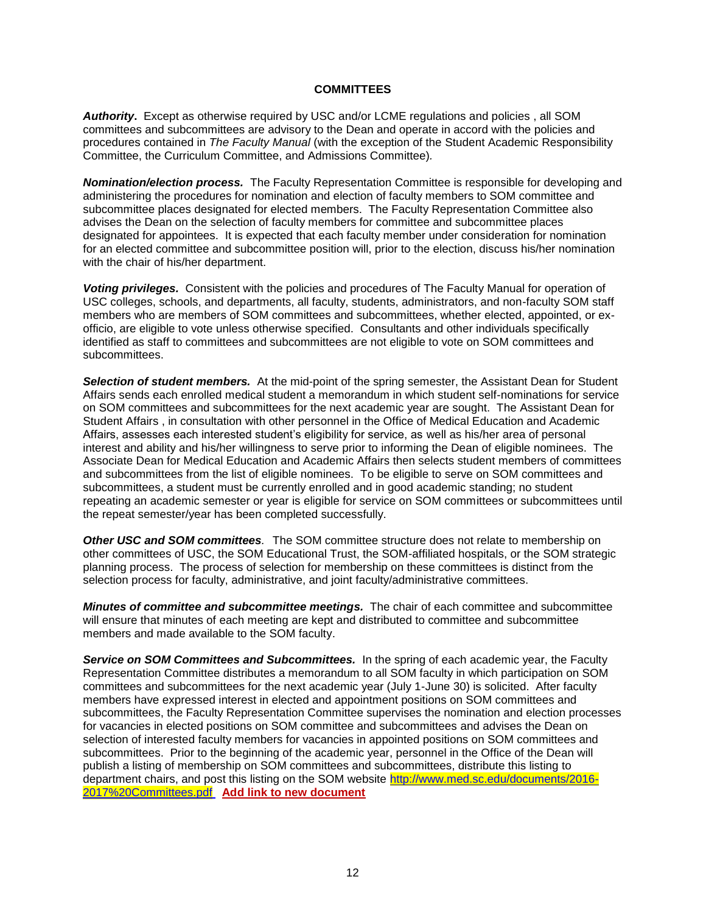## COMMITTEES

***Authority***. Except as otherwise required by USC and/or LCME regulations and policies , all SOM committees and subcommittees are advisory to the Dean and operate in accord with the policies and procedures contained in *The Faculty Manual* (with the exception of the Student Academic Responsibility Committee, the Curriculum Committee, and Admissions Committee).

***Nomination/election process.*** The Faculty Representation Committee is responsible for developing and administering the procedures for nomination and election of faculty members to SOM committee and subcommittee places designated for elected members. The Faculty Representation Committee also advises the Dean on the selection of faculty members for committee and subcommittee places designated for appointees. It is expected that each faculty member under consideration for nomination for an elected committee and subcommittee position will, prior to the election, discuss his/her nomination with the chair of his/her department.

***Voting privileges***. Consistent with the policies and procedures of The Faculty Manual for operation of USC colleges, schools, and departments, all faculty, students, administrators, and non-faculty SOM staff members who are members of SOM committees and subcommittees, whether elected, appointed, or ex-officio, are eligible to vote unless otherwise specified. Consultants and other individuals specifically identified as staff to committees and subcommittees are not eligible to vote on SOM committees and subcommittees.

***Selection of student members.*** At the mid-point of the spring semester, the Assistant Dean for Student Affairs sends each enrolled medical student a memorandum in which student self-nominations for service on SOM committees and subcommittees for the next academic year are sought. The Assistant Dean for Student Affairs , in consultation with other personnel in the Office of Medical Education and Academic Affairs, assesses each interested student's eligibility for service, as well as his/her area of personal interest and ability and his/her willingness to serve prior to informing the Dean of eligible nominees. The Associate Dean for Medical Education and Academic Affairs then selects student members of committees and subcommittees from the list of eligible nominees. To be eligible to serve on SOM committees and subcommittees, a student must be currently enrolled and in good academic standing; no student repeating an academic semester or year is eligible for service on SOM committees or subcommittees until the repeat semester/year has been completed successfully.

***Other USC and SOM committees***. The SOM committee structure does not relate to membership on other committees of USC, the SOM Educational Trust, the SOM-affiliated hospitals, or the SOM strategic planning process. The process of selection for membership on these committees is distinct from the selection process for faculty, administrative, and joint faculty/administrative committees.

***Minutes of committee and subcommittee meetings.*** The chair of each committee and subcommittee will ensure that minutes of each meeting are kept and distributed to committee and subcommittee members and made available to the SOM faculty.

***Service on SOM Committees and Subcommittees.*** In the spring of each academic year, the Faculty Representation Committee distributes a memorandum to all SOM faculty in which participation on SOM committees and subcommittees for the next academic year (July 1-June 30) is solicited. After faculty members have expressed interest in elected and appointment positions on SOM committees and subcommittees, the Faculty Representation Committee supervises the nomination and election processes for vacancies in elected positions on SOM committee and subcommittees and advises the Dean on selection of interested faculty members for vacancies in appointed positions on SOM committees and subcommittees. Prior to the beginning of the academic year, personnel in the Office of the Dean will publish a listing of membership on SOM committees and subcommittees, distribute this listing to department chairs, and post this listing on the SOM website http://www.med.sc.edu/documents/2016-2017%20Committees.pdf **Add link to new document**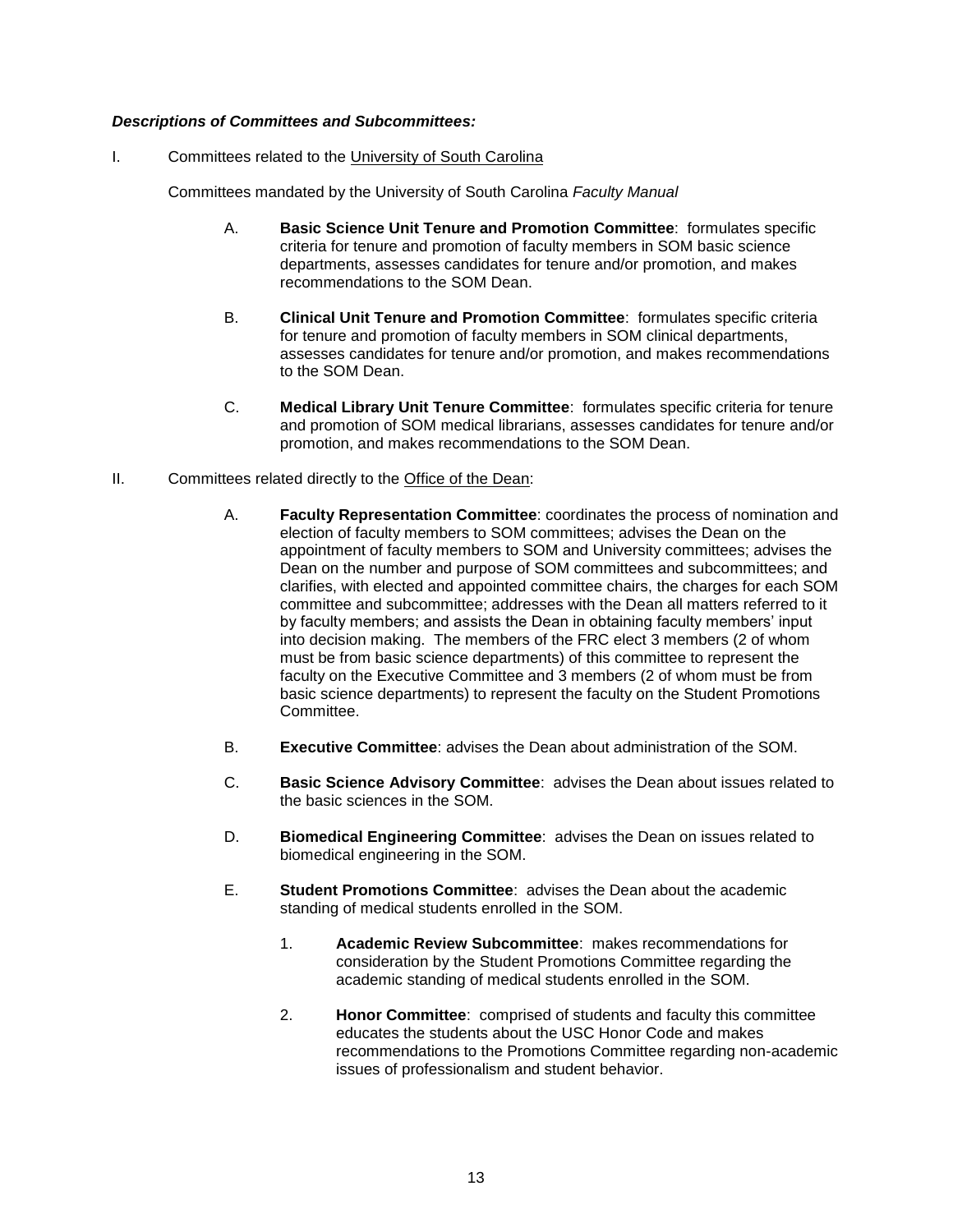***Descriptions of Committees and Subcommittees:***

I. Committees related to the University of South Carolina

Committees mandated by the University of South Carolina *Faculty Manual*

A. **Basic Science Unit Tenure and Promotion Committee**: formulates specific criteria for tenure and promotion of faculty members in SOM basic science departments, assesses candidates for tenure and/or promotion, and makes recommendations to the SOM Dean.

B. **Clinical Unit Tenure and Promotion Committee**: formulates specific criteria for tenure and promotion of faculty members in SOM clinical departments, assesses candidates for tenure and/or promotion, and makes recommendations to the SOM Dean.

C. **Medical Library Unit Tenure Committee**: formulates specific criteria for tenure and promotion of SOM medical librarians, assesses candidates for tenure and/or promotion, and makes recommendations to the SOM Dean.

II. Committees related directly to the Office of the Dean:

A. **Faculty Representation Committee**: coordinates the process of nomination and election of faculty members to SOM committees; advises the Dean on the appointment of faculty members to SOM and University committees; advises the Dean on the number and purpose of SOM committees and subcommittees; and clarifies, with elected and appointed committee chairs, the charges for each SOM committee and subcommittee; addresses with the Dean all matters referred to it by faculty members; and assists the Dean in obtaining faculty members' input into decision making. The members of the FRC elect 3 members (2 of whom must be from basic science departments) of this committee to represent the faculty on the Executive Committee and 3 members (2 of whom must be from basic science departments) to represent the faculty on the Student Promotions Committee.

B. **Executive Committee**: advises the Dean about administration of the SOM.

C. **Basic Science Advisory Committee**: advises the Dean about issues related to the basic sciences in the SOM.

D. **Biomedical Engineering Committee**: advises the Dean on issues related to biomedical engineering in the SOM.

E. **Student Promotions Committee**: advises the Dean about the academic standing of medical students enrolled in the SOM.

1. **Academic Review Subcommittee**: makes recommendations for consideration by the Student Promotions Committee regarding the academic standing of medical students enrolled in the SOM.

2. **Honor Committee**: comprised of students and faculty this committee educates the students about the USC Honor Code and makes recommendations to the Promotions Committee regarding non-academic issues of professionalism and student behavior.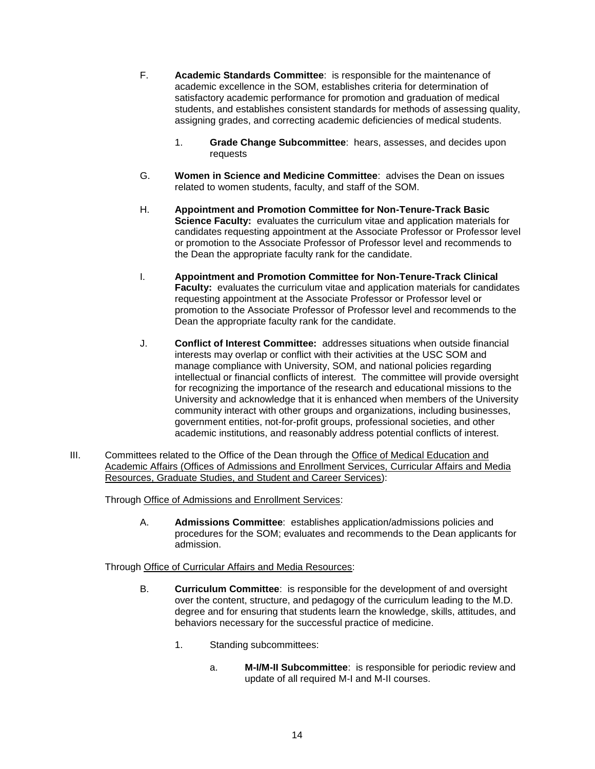F. **Academic Standards Committee**: is responsible for the maintenance of academic excellence in the SOM, establishes criteria for determination of satisfactory academic performance for promotion and graduation of medical students, and establishes consistent standards for methods of assessing quality, assigning grades, and correcting academic deficiencies of medical students.

   1. **Grade Change Subcommittee**: hears, assesses, and decides upon requests

G. **Women in Science and Medicine Committee**: advises the Dean on issues related to women students, faculty, and staff of the SOM.

H. **Appointment and Promotion Committee for Non-Tenure-Track Basic Science Faculty:** evaluates the curriculum vitae and application materials for candidates requesting appointment at the Associate Professor or Professor level or promotion to the Associate Professor of Professor level and recommends to the Dean the appropriate faculty rank for the candidate.

I. **Appointment and Promotion Committee for Non-Tenure-Track Clinical Faculty:** evaluates the curriculum vitae and application materials for candidates requesting appointment at the Associate Professor or Professor level or promotion to the Associate Professor of Professor level and recommends to the Dean the appropriate faculty rank for the candidate.

J. **Conflict of Interest Committee:** addresses situations when outside financial interests may overlap or conflict with their activities at the USC SOM and manage compliance with University, SOM, and national policies regarding intellectual or financial conflicts of interest. The committee will provide oversight for recognizing the importance of the research and educational missions to the University and acknowledge that it is enhanced when members of the University community interact with other groups and organizations, including businesses, government entities, not-for-profit groups, professional societies, and other academic institutions, and reasonably address potential conflicts of interest.

III. Committees related to the Office of the Dean through the Office of Medical Education and Academic Affairs (Offices of Admissions and Enrollment Services, Curricular Affairs and Media Resources, Graduate Studies, and Student and Career Services):

Through Office of Admissions and Enrollment Services:

A. **Admissions Committee**: establishes application/admissions policies and procedures for the SOM; evaluates and recommends to the Dean applicants for admission.

Through Office of Curricular Affairs and Media Resources:

B. **Curriculum Committee**: is responsible for the development of and oversight over the content, structure, and pedagogy of the curriculum leading to the M.D. degree and for ensuring that students learn the knowledge, skills, attitudes, and behaviors necessary for the successful practice of medicine.

   1. Standing subcommittees:

      a. **M-I/M-II Subcommittee**: is responsible for periodic review and update of all required M-I and M-II courses.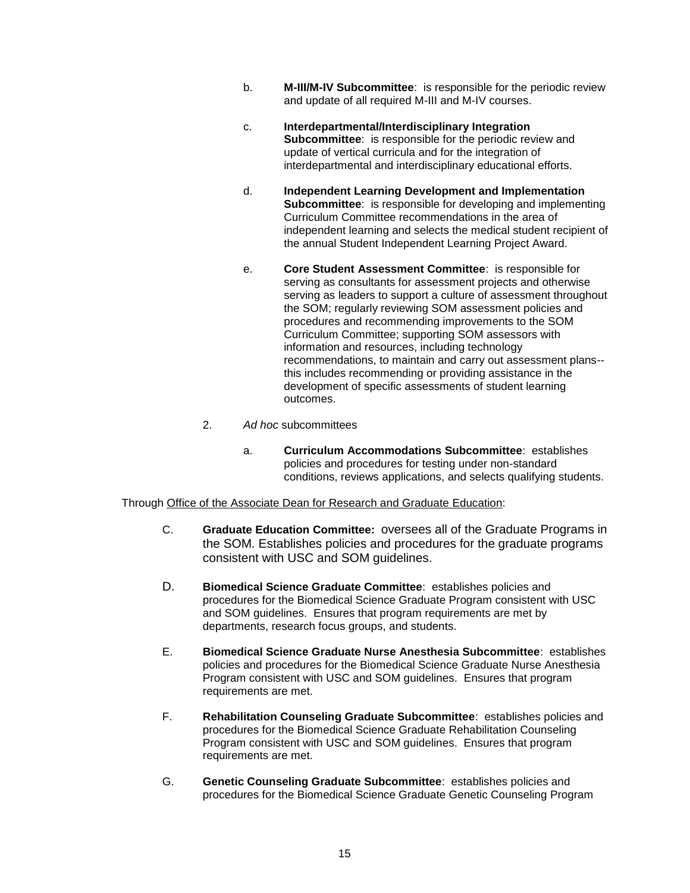b. **M-III/M-IV Subcommittee**: is responsible for the periodic review and update of all required M-III and M-IV courses.

c. **Interdepartmental/Interdisciplinary Integration Subcommittee**: is responsible for the periodic review and update of vertical curricula and for the integration of interdepartmental and interdisciplinary educational efforts.

d. **Independent Learning Development and Implementation Subcommittee**: is responsible for developing and implementing Curriculum Committee recommendations in the area of independent learning and selects the medical student recipient of the annual Student Independent Learning Project Award.

e. **Core Student Assessment Committee**: is responsible for serving as consultants for assessment projects and otherwise serving as leaders to support a culture of assessment throughout the SOM; regularly reviewing SOM assessment policies and procedures and recommending improvements to the SOM Curriculum Committee; supporting SOM assessors with information and resources, including technology recommendations, to maintain and carry out assessment plans--this includes recommending or providing assistance in the development of specific assessments of student learning outcomes.

2. *Ad hoc* subcommittees

a. **Curriculum Accommodations Subcommittee**: establishes policies and procedures for testing under non-standard conditions, reviews applications, and selects qualifying students.

Through <u>Office of the Associate Dean for Research and Graduate Education</u>:

C. **Graduate Education Committee:** oversees all of the Graduate Programs in the SOM. Establishes policies and procedures for the graduate programs consistent with USC and SOM guidelines.

D. **Biomedical Science Graduate Committee**: establishes policies and procedures for the Biomedical Science Graduate Program consistent with USC and SOM guidelines. Ensures that program requirements are met by departments, research focus groups, and students.

E. **Biomedical Science Graduate Nurse Anesthesia Subcommittee**: establishes policies and procedures for the Biomedical Science Graduate Nurse Anesthesia Program consistent with USC and SOM guidelines. Ensures that program requirements are met.

F. **Rehabilitation Counseling Graduate Subcommittee**: establishes policies and procedures for the Biomedical Science Graduate Rehabilitation Counseling Program consistent with USC and SOM guidelines. Ensures that program requirements are met.

G. **Genetic Counseling Graduate Subcommittee**: establishes policies and procedures for the Biomedical Science Graduate Genetic Counseling Program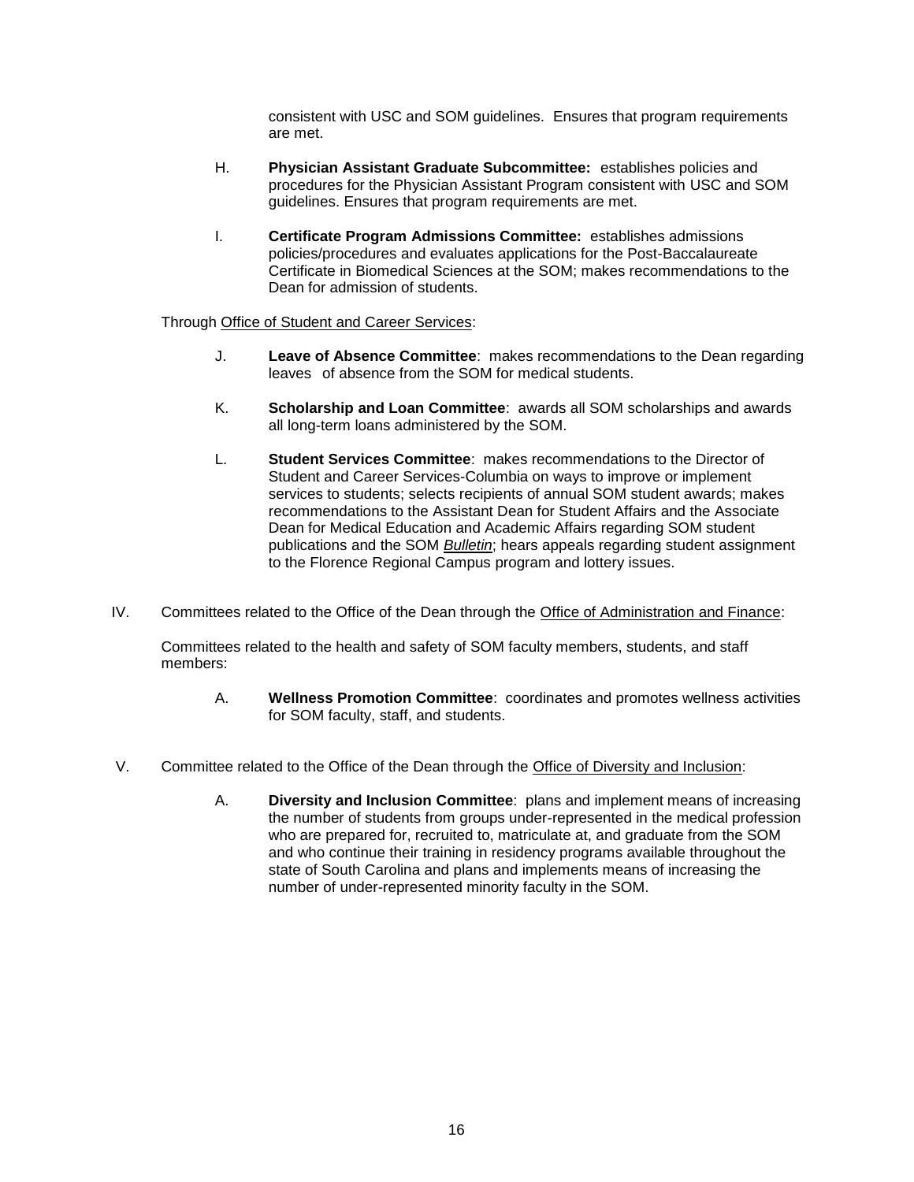consistent with USC and SOM guidelines. Ensures that program requirements are met.

H. **Physician Assistant Graduate Subcommittee:** establishes policies and procedures for the Physician Assistant Program consistent with USC and SOM guidelines. Ensures that program requirements are met.

I. **Certificate Program Admissions Committee:** establishes admissions policies/procedures and evaluates applications for the Post-Baccalaureate Certificate in Biomedical Sciences at the SOM; makes recommendations to the Dean for admission of students.

Through Office of Student and Career Services:

J. **Leave of Absence Committee**: makes recommendations to the Dean regarding leaves of absence from the SOM for medical students.

K. **Scholarship and Loan Committee**: awards all SOM scholarships and awards all long-term loans administered by the SOM.

L. **Student Services Committee**: makes recommendations to the Director of Student and Career Services-Columbia on ways to improve or implement services to students; selects recipients of annual SOM student awards; makes recommendations to the Assistant Dean for Student Affairs and the Associate Dean for Medical Education and Academic Affairs regarding SOM student publications and the SOM *Bulletin*; hears appeals regarding student assignment to the Florence Regional Campus program and lottery issues.

IV. Committees related to the Office of the Dean through the Office of Administration and Finance:

Committees related to the health and safety of SOM faculty members, students, and staff members:

A. **Wellness Promotion Committee**: coordinates and promotes wellness activities for SOM faculty, staff, and students.

V. Committee related to the Office of the Dean through the Office of Diversity and Inclusion:

A. **Diversity and Inclusion Committee**: plans and implement means of increasing the number of students from groups under-represented in the medical profession who are prepared for, recruited to, matriculate at, and graduate from the SOM and who continue their training in residency programs available throughout the state of South Carolina and plans and implements means of increasing the number of under-represented minority faculty in the SOM.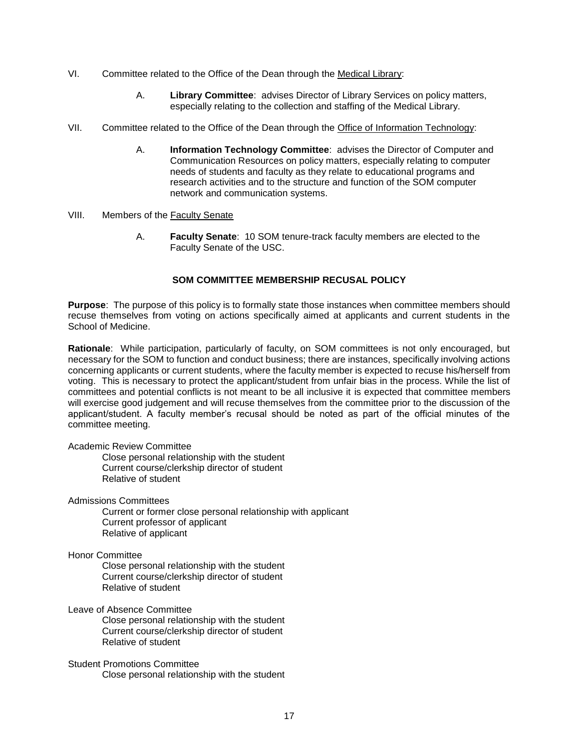VI. Committee related to the Office of the Dean through the Medical Library:

A. **Library Committee**: advises Director of Library Services on policy matters, especially relating to the collection and staffing of the Medical Library.

VII. Committee related to the Office of the Dean through the Office of Information Technology:

A. **Information Technology Committee**: advises the Director of Computer and Communication Resources on policy matters, especially relating to computer needs of students and faculty as they relate to educational programs and research activities and to the structure and function of the SOM computer network and communication systems.

VIII. Members of the Faculty Senate

A. **Faculty Senate**: 10 SOM tenure-track faculty members are elected to the Faculty Senate of the USC.

## SOM COMMITTEE MEMBERSHIP RECUSAL POLICY

**Purpose**: The purpose of this policy is to formally state those instances when committee members should recuse themselves from voting on actions specifically aimed at applicants and current students in the School of Medicine.

**Rationale**: While participation, particularly of faculty, on SOM committees is not only encouraged, but necessary for the SOM to function and conduct business; there are instances, specifically involving actions concerning applicants or current students, where the faculty member is expected to recuse his/herself from voting. This is necessary to protect the applicant/student from unfair bias in the process. While the list of committees and potential conflicts is not meant to be all inclusive it is expected that committee members will exercise good judgement and will recuse themselves from the committee prior to the discussion of the applicant/student. A faculty member's recusal should be noted as part of the official minutes of the committee meeting.

Academic Review Committee
- Close personal relationship with the student
- Current course/clerkship director of student
- Relative of student

Admissions Committees
- Current or former close personal relationship with applicant
- Current professor of applicant
- Relative of applicant

Honor Committee
- Close personal relationship with the student
- Current course/clerkship director of student
- Relative of student

Leave of Absence Committee
- Close personal relationship with the student
- Current course/clerkship director of student
- Relative of student

Student Promotions Committee
- Close personal relationship with the student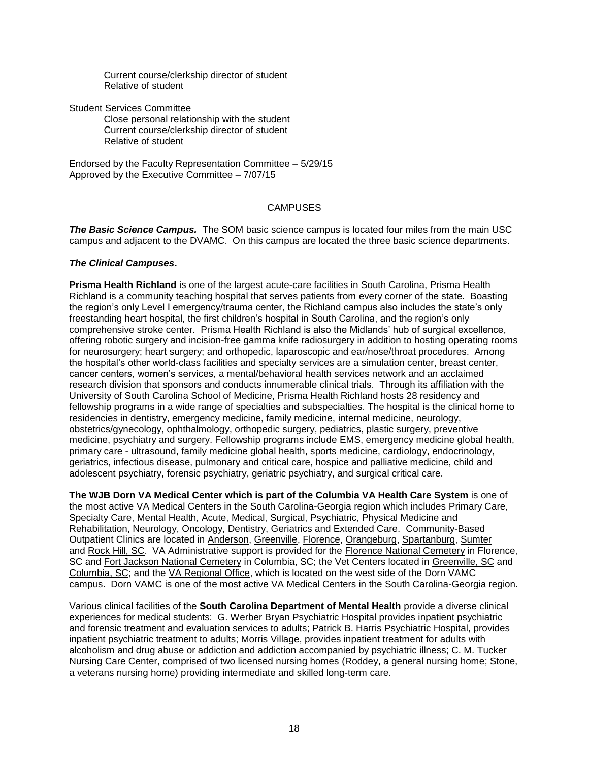Current course/clerkship director of student
Relative of student

Student Services Committee
Close personal relationship with the student
Current course/clerkship director of student
Relative of student

Endorsed by the Faculty Representation Committee – 5/29/15
Approved by the Executive Committee – 7/07/15

## CAMPUSES

***The Basic Science Campus.*** The SOM basic science campus is located four miles from the main USC campus and adjacent to the DVAMC. On this campus are located the three basic science departments.

***The Clinical Campuses*.**

**Prisma Health Richland** is one of the largest acute-care facilities in South Carolina, Prisma Health Richland is a community teaching hospital that serves patients from every corner of the state. Boasting the region's only Level I emergency/trauma center, the Richland campus also includes the state's only freestanding heart hospital, the first children's hospital in South Carolina, and the region's only comprehensive stroke center. Prisma Health Richland is also the Midlands' hub of surgical excellence, offering robotic surgery and incision-free gamma knife radiosurgery in addition to hosting operating rooms for neurosurgery; heart surgery; and orthopedic, laparoscopic and ear/nose/throat procedures. Among the hospital's other world-class facilities and specialty services are a simulation center, breast center, cancer centers, women's services, a mental/behavioral health services network and an acclaimed research division that sponsors and conducts innumerable clinical trials. Through its affiliation with the University of South Carolina School of Medicine, Prisma Health Richland hosts 28 residency and fellowship programs in a wide range of specialties and subspecialties. The hospital is the clinical home to residencies in dentistry, emergency medicine, family medicine, internal medicine, neurology, obstetrics/gynecology, ophthalmology, orthopedic surgery, pediatrics, plastic surgery, preventive medicine, psychiatry and surgery. Fellowship programs include EMS, emergency medicine global health, primary care - ultrasound, family medicine global health, sports medicine, cardiology, endocrinology, geriatrics, infectious disease, pulmonary and critical care, hospice and palliative medicine, child and adolescent psychiatry, forensic psychiatry, geriatric psychiatry, and surgical critical care.

**The WJB Dorn VA Medical Center which is part of the Columbia VA Health Care System** is one of the most active VA Medical Centers in the South Carolina-Georgia region which includes Primary Care, Specialty Care, Mental Health, Acute, Medical, Surgical, Psychiatric, Physical Medicine and Rehabilitation, Neurology, Oncology, Dentistry, Geriatrics and Extended Care. Community-Based Outpatient Clinics are located in Anderson, Greenville, Florence, Orangeburg, Spartanburg, Sumter and Rock Hill, SC. VA Administrative support is provided for the Florence National Cemetery in Florence, SC and Fort Jackson National Cemetery in Columbia, SC; the Vet Centers located in Greenville, SC and Columbia, SC; and the VA Regional Office, which is located on the west side of the Dorn VAMC campus. Dorn VAMC is one of the most active VA Medical Centers in the South Carolina-Georgia region.

Various clinical facilities of the **South Carolina Department of Mental Health** provide a diverse clinical experiences for medical students: G. Werber Bryan Psychiatric Hospital provides inpatient psychiatric and forensic treatment and evaluation services to adults; Patrick B. Harris Psychiatric Hospital, provides inpatient psychiatric treatment to adults; Morris Village, provides inpatient treatment for adults with alcoholism and drug abuse or addiction and addiction accompanied by psychiatric illness; C. M. Tucker Nursing Care Center, comprised of two licensed nursing homes (Roddey, a general nursing home; Stone, a veterans nursing home) providing intermediate and skilled long-term care.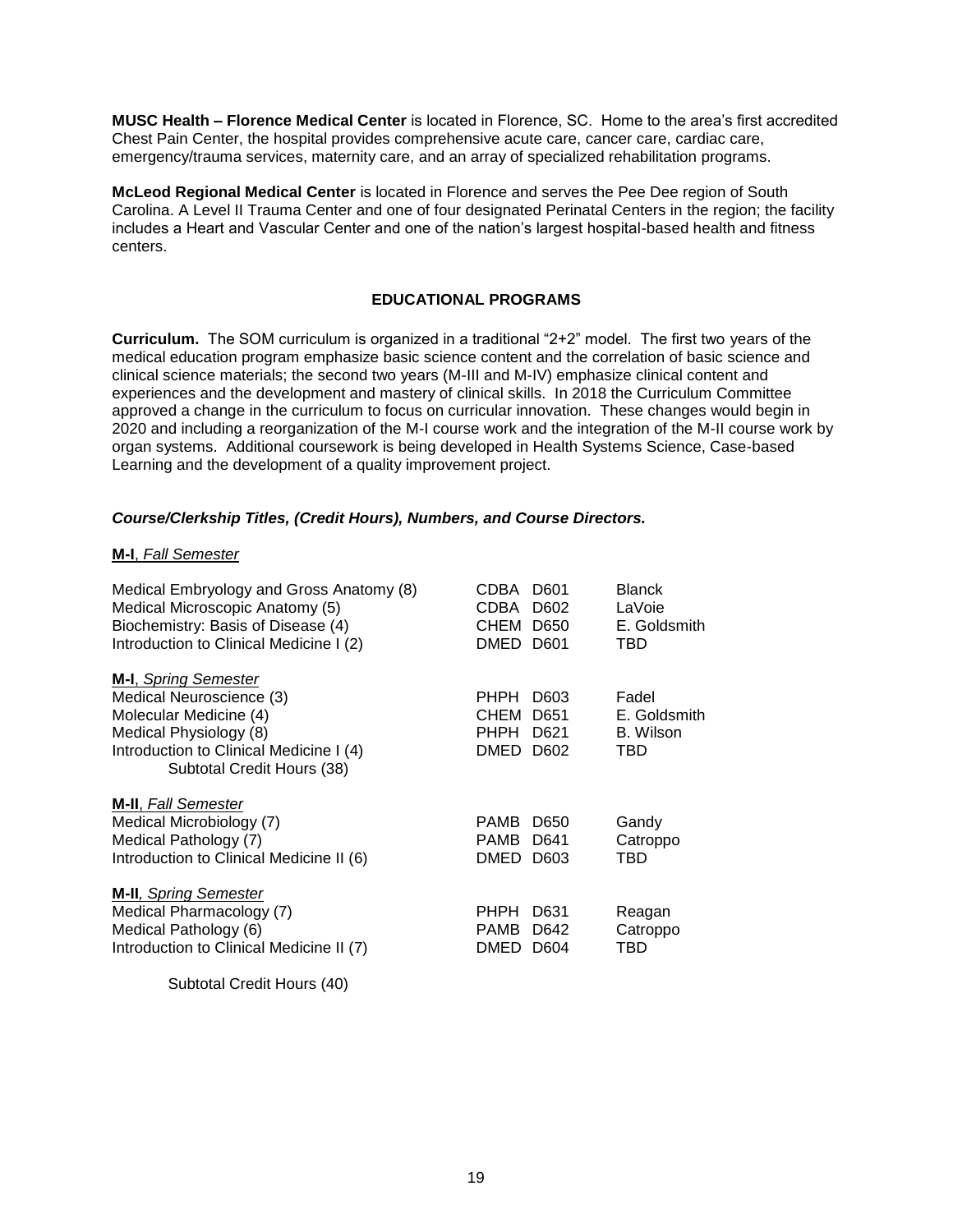**MUSC Health – Florence Medical Center** is located in Florence, SC. Home to the area's first accredited Chest Pain Center, the hospital provides comprehensive acute care, cancer care, cardiac care, emergency/trauma services, maternity care, and an array of specialized rehabilitation programs.

**McLeod Regional Medical Center** is located in Florence and serves the Pee Dee region of South Carolina. A Level II Trauma Center and one of four designated Perinatal Centers in the region; the facility includes a Heart and Vascular Center and one of the nation's largest hospital-based health and fitness centers.

## EDUCATIONAL PROGRAMS

**Curriculum.** The SOM curriculum is organized in a traditional "2+2" model. The first two years of the medical education program emphasize basic science content and the correlation of basic science and clinical science materials; the second two years (M-III and M-IV) emphasize clinical content and experiences and the development and mastery of clinical skills. In 2018 the Curriculum Committee approved a change in the curriculum to focus on curricular innovation. These changes would begin in 2020 and including a reorganization of the M-I course work and the integration of the M-II course work by organ systems. Additional coursework is being developed in Health Systems Science, Case-based Learning and the development of a quality improvement project.

***Course/Clerkship Titles, (Credit Hours), Numbers, and Course Directors.***

**M-I**, *Fall Semester*

| Course | Number | Director |
|---|---|---|
| Medical Embryology and Gross Anatomy (8) | CDBA D601 | Blanck |
| Medical Microscopic Anatomy (5) | CDBA D602 | LaVoie |
| Biochemistry: Basis of Disease (4) | CHEM D650 | E. Goldsmith |
| Introduction to Clinical Medicine I (2) | DMED D601 | TBD |

**M-I**, *Spring Semester*

| Course | Number | Director |
|---|---|---|
| Medical Neuroscience (3) | PHPH D603 | Fadel |
| Molecular Medicine (4) | CHEM D651 | E. Goldsmith |
| Medical Physiology (8) | PHPH D621 | B. Wilson |
| Introduction to Clinical Medicine I (4) | DMED D602 | TBD |
| Subtotal Credit Hours (38) | | |

**M-II**, *Fall Semester*

| Course | Number | Director |
|---|---|---|
| Medical Microbiology (7) | PAMB D650 | Gandy |
| Medical Pathology (7) | PAMB D641 | Catroppo |
| Introduction to Clinical Medicine II (6) | DMED D603 | TBD |

**M-II**, *Spring Semester*

| Course | Number | Director |
|---|---|---|
| Medical Pharmacology (7) | PHPH D631 | Reagan |
| Medical Pathology (6) | PAMB D642 | Catroppo |
| Introduction to Clinical Medicine II (7) | DMED D604 | TBD |

Subtotal Credit Hours (40)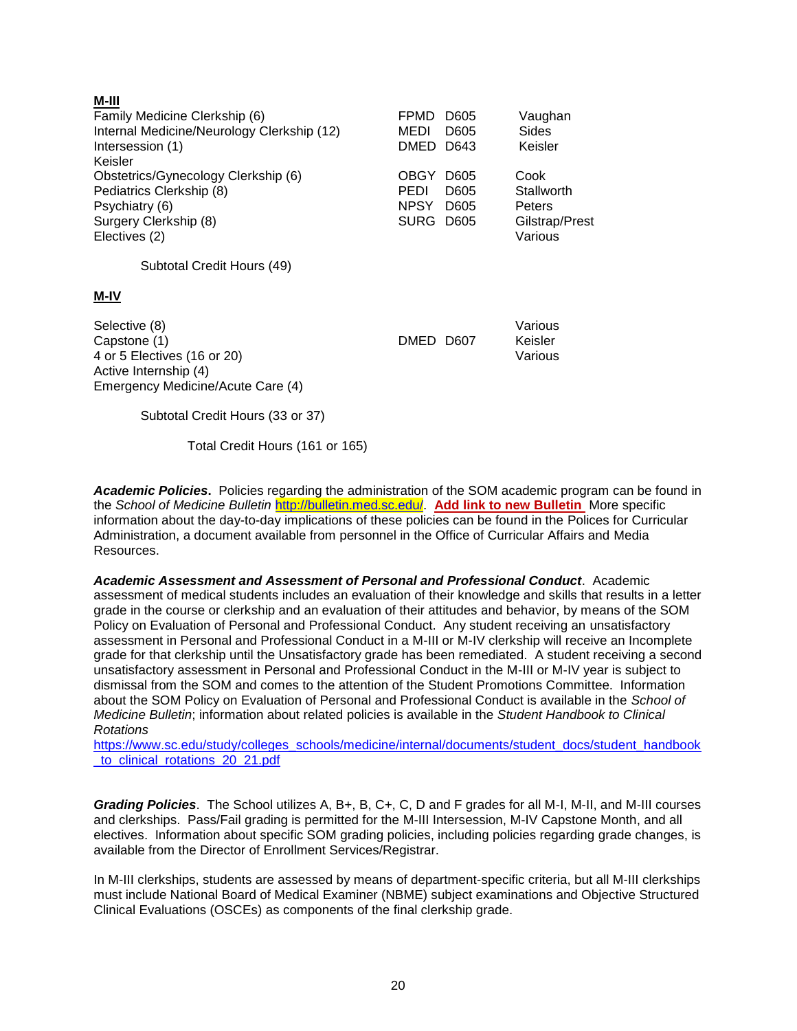**M-III**

| | | | |
|---|---|---|---|
| Family Medicine Clerkship (6) | FPMD | D605 | Vaughan |
| Internal Medicine/Neurology Clerkship (12) | MEDI | D605 | Sides |
| Intersession (1) | DMED | D643 | Keisler |
| Keisler | | | |
| Obstetrics/Gynecology Clerkship (6) | OBGY | D605 | Cook |
| Pediatrics Clerkship (8) | PEDI | D605 | Stallworth |
| Psychiatry (6) | NPSY | D605 | Peters |
| Surgery Clerkship (8) | SURG | D605 | Gilstrap/Prest |
| Electives (2) | | | Various |

Subtotal Credit Hours (49)

**M-IV**

| | | | |
|---|---|---|---|
| Selective (8) | | | Various |
| Capstone (1) | DMED | D607 | Keisler |
| 4 or 5 Electives (16 or 20) | | | Various |
| Active Internship (4) | | | |
| Emergency Medicine/Acute Care (4) | | | |

Subtotal Credit Hours (33 or 37)

Total Credit Hours (161 or 165)

***Academic Policies***. Policies regarding the administration of the SOM academic program can be found in the *School of Medicine Bulletin* http://bulletin.med.sc.edu/. **Add link to new Bulletin** More specific information about the day-to-day implications of these policies can be found in the Polices for Curricular Administration, a document available from personnel in the Office of Curricular Affairs and Media Resources.

***Academic Assessment and Assessment of Personal and Professional Conduct***. Academic assessment of medical students includes an evaluation of their knowledge and skills that results in a letter grade in the course or clerkship and an evaluation of their attitudes and behavior, by means of the SOM Policy on Evaluation of Personal and Professional Conduct. Any student receiving an unsatisfactory assessment in Personal and Professional Conduct in a M-III or M-IV clerkship will receive an Incomplete grade for that clerkship until the Unsatisfactory grade has been remediated. A student receiving a second unsatisfactory assessment in Personal and Professional Conduct in the M-III or M-IV year is subject to dismissal from the SOM and comes to the attention of the Student Promotions Committee. Information about the SOM Policy on Evaluation of Personal and Professional Conduct is available in the *School of Medicine Bulletin*; information about related policies is available in the *Student Handbook to Clinical Rotations* https://www.sc.edu/study/colleges_schools/medicine/internal/documents/student_docs/student_handbook_to_clinical_rotations_20_21.pdf

***Grading Policies***. The School utilizes A, B+, B, C+, C, D and F grades for all M-I, M-II, and M-III courses and clerkships. Pass/Fail grading is permitted for the M-III Intersession, M-IV Capstone Month, and all electives. Information about specific SOM grading policies, including policies regarding grade changes, is available from the Director of Enrollment Services/Registrar.

In M-III clerkships, students are assessed by means of department-specific criteria, but all M-III clerkships must include National Board of Medical Examiner (NBME) subject examinations and Objective Structured Clinical Evaluations (OSCEs) as components of the final clerkship grade.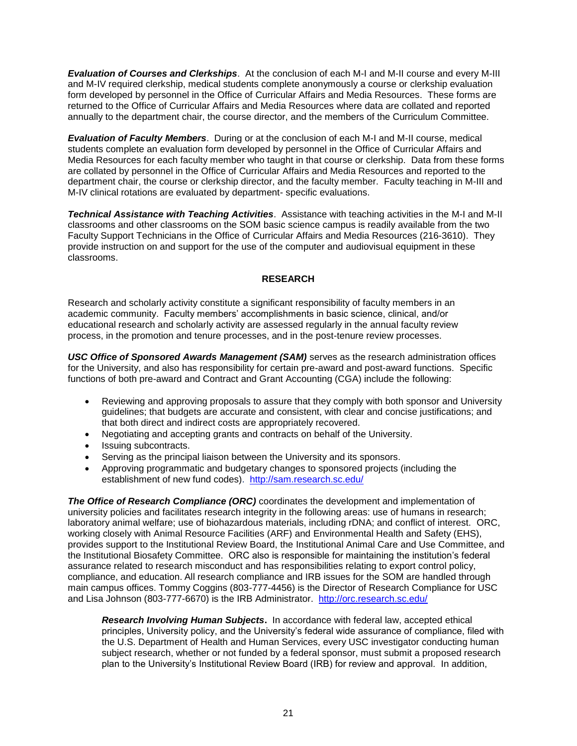***Evaluation of Courses and Clerkships***. At the conclusion of each M-I and M-II course and every M-III and M-IV required clerkship, medical students complete anonymously a course or clerkship evaluation form developed by personnel in the Office of Curricular Affairs and Media Resources. These forms are returned to the Office of Curricular Affairs and Media Resources where data are collated and reported annually to the department chair, the course director, and the members of the Curriculum Committee.

***Evaluation of Faculty Members***. During or at the conclusion of each M-I and M-II course, medical students complete an evaluation form developed by personnel in the Office of Curricular Affairs and Media Resources for each faculty member who taught in that course or clerkship. Data from these forms are collated by personnel in the Office of Curricular Affairs and Media Resources and reported to the department chair, the course or clerkship director, and the faculty member. Faculty teaching in M-III and M-IV clinical rotations are evaluated by department- specific evaluations.

***Technical Assistance with Teaching Activities***. Assistance with teaching activities in the M-I and M-II classrooms and other classrooms on the SOM basic science campus is readily available from the two Faculty Support Technicians in the Office of Curricular Affairs and Media Resources (216-3610). They provide instruction on and support for the use of the computer and audiovisual equipment in these classrooms.

## RESEARCH

Research and scholarly activity constitute a significant responsibility of faculty members in an academic community. Faculty members' accomplishments in basic science, clinical, and/or educational research and scholarly activity are assessed regularly in the annual faculty review process, in the promotion and tenure processes, and in the post-tenure review processes.

***USC Office of Sponsored Awards Management (SAM)*** serves as the research administration offices for the University, and also has responsibility for certain pre-award and post-award functions. Specific functions of both pre-award and Contract and Grant Accounting (CGA) include the following:

- Reviewing and approving proposals to assure that they comply with both sponsor and University guidelines; that budgets are accurate and consistent, with clear and concise justifications; and that both direct and indirect costs are appropriately recovered.
- Negotiating and accepting grants and contracts on behalf of the University.
- Issuing subcontracts.
- Serving as the principal liaison between the University and its sponsors.
- Approving programmatic and budgetary changes to sponsored projects (including the establishment of new fund codes). http://sam.research.sc.edu/

***The Office of Research Compliance (ORC)*** coordinates the development and implementation of university policies and facilitates research integrity in the following areas: use of humans in research; laboratory animal welfare; use of biohazardous materials, including rDNA; and conflict of interest. ORC, working closely with Animal Resource Facilities (ARF) and Environmental Health and Safety (EHS), provides support to the Institutional Review Board, the Institutional Animal Care and Use Committee, and the Institutional Biosafety Committee. ORC also is responsible for maintaining the institution's federal assurance related to research misconduct and has responsibilities relating to export control policy, compliance, and education. All research compliance and IRB issues for the SOM are handled through main campus offices. Tommy Coggins (803-777-4456) is the Director of Research Compliance for USC and Lisa Johnson (803-777-6670) is the IRB Administrator. http://orc.research.sc.edu/

***Research Involving Human Subjects*.** In accordance with federal law, accepted ethical principles, University policy, and the University's federal wide assurance of compliance, filed with the U.S. Department of Health and Human Services, every USC investigator conducting human subject research, whether or not funded by a federal sponsor, must submit a proposed research plan to the University's Institutional Review Board (IRB) for review and approval. In addition,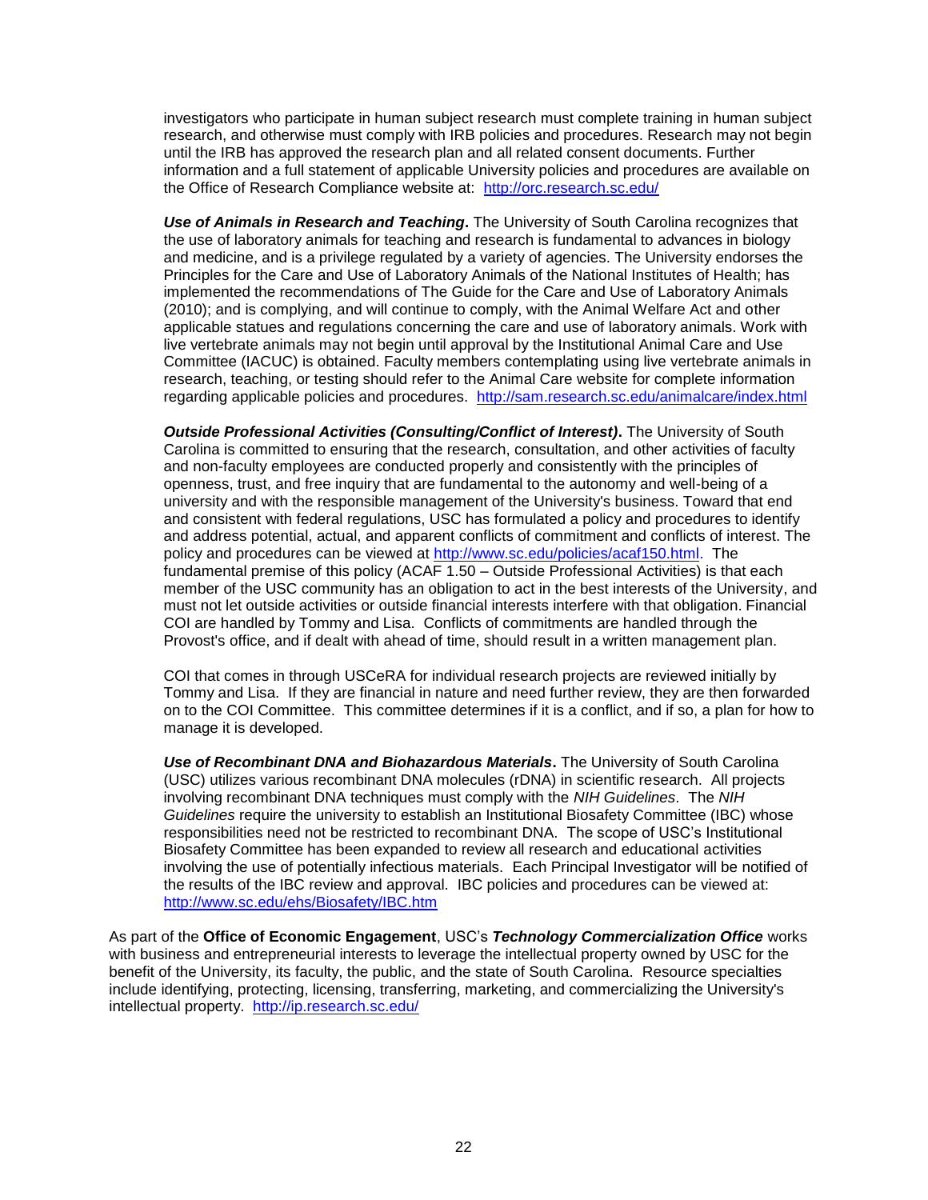investigators who participate in human subject research must complete training in human subject research, and otherwise must comply with IRB policies and procedures. Research may not begin until the IRB has approved the research plan and all related consent documents. Further information and a full statement of applicable University policies and procedures are available on the Office of Research Compliance website at: http://orc.research.sc.edu/

***Use of Animals in Research and Teaching*.** The University of South Carolina recognizes that the use of laboratory animals for teaching and research is fundamental to advances in biology and medicine, and is a privilege regulated by a variety of agencies. The University endorses the Principles for the Care and Use of Laboratory Animals of the National Institutes of Health; has implemented the recommendations of The Guide for the Care and Use of Laboratory Animals (2010); and is complying, and will continue to comply, with the Animal Welfare Act and other applicable statues and regulations concerning the care and use of laboratory animals. Work with live vertebrate animals may not begin until approval by the Institutional Animal Care and Use Committee (IACUC) is obtained. Faculty members contemplating using live vertebrate animals in research, teaching, or testing should refer to the Animal Care website for complete information regarding applicable policies and procedures. http://sam.research.sc.edu/animalcare/index.html

***Outside Professional Activities (Consulting/Conflict of Interest)*.** The University of South Carolina is committed to ensuring that the research, consultation, and other activities of faculty and non-faculty employees are conducted properly and consistently with the principles of openness, trust, and free inquiry that are fundamental to the autonomy and well-being of a university and with the responsible management of the University's business. Toward that end and consistent with federal regulations, USC has formulated a policy and procedures to identify and address potential, actual, and apparent conflicts of commitment and conflicts of interest. The policy and procedures can be viewed at http://www.sc.edu/policies/acaf150.html. The fundamental premise of this policy (ACAF 1.50 – Outside Professional Activities) is that each member of the USC community has an obligation to act in the best interests of the University, and must not let outside activities or outside financial interests interfere with that obligation. Financial COI are handled by Tommy and Lisa. Conflicts of commitments are handled through the Provost's office, and if dealt with ahead of time, should result in a written management plan.

COI that comes in through USCeRA for individual research projects are reviewed initially by Tommy and Lisa. If they are financial in nature and need further review, they are then forwarded on to the COI Committee. This committee determines if it is a conflict, and if so, a plan for how to manage it is developed.

***Use of Recombinant DNA and Biohazardous Materials*.** The University of South Carolina (USC) utilizes various recombinant DNA molecules (rDNA) in scientific research. All projects involving recombinant DNA techniques must comply with the *NIH Guidelines*. The *NIH Guidelines* require the university to establish an Institutional Biosafety Committee (IBC) whose responsibilities need not be restricted to recombinant DNA. The scope of USC's Institutional Biosafety Committee has been expanded to review all research and educational activities involving the use of potentially infectious materials. Each Principal Investigator will be notified of the results of the IBC review and approval. IBC policies and procedures can be viewed at: http://www.sc.edu/ehs/Biosafety/IBC.htm

As part of the **Office of Economic Engagement**, USC's ***Technology Commercialization Office*** works with business and entrepreneurial interests to leverage the intellectual property owned by USC for the benefit of the University, its faculty, the public, and the state of South Carolina. Resource specialties include identifying, protecting, licensing, transferring, marketing, and commercializing the University's intellectual property. http://ip.research.sc.edu/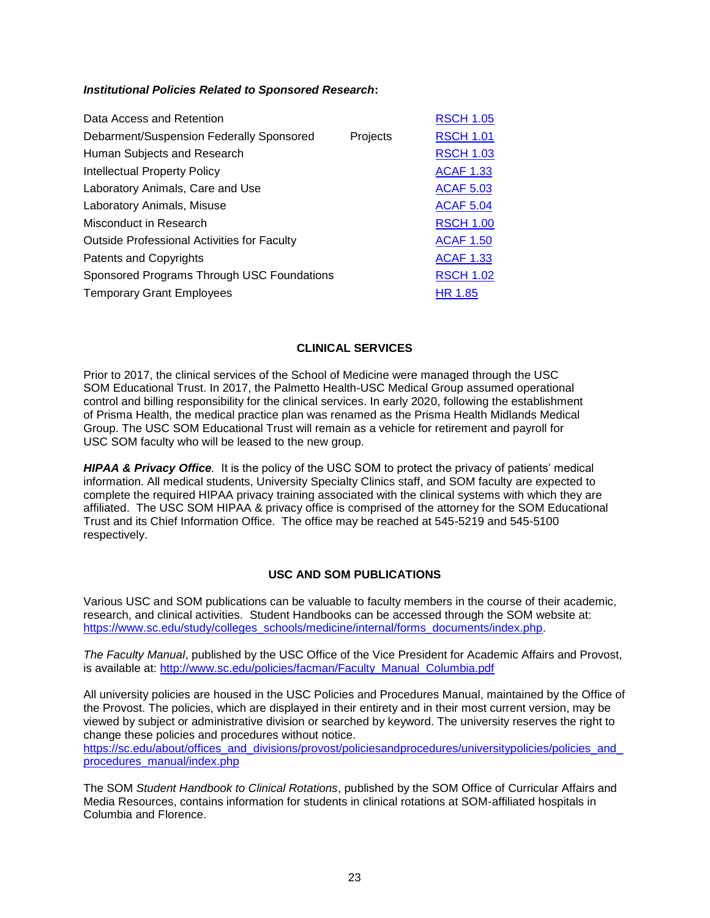***Institutional Policies Related to Sponsored Research*:**

| | |
|---|---|
| Data Access and Retention | RSCH 1.05 |
| Debarment/Suspension Federally Sponsored Projects | RSCH 1.01 |
| Human Subjects and Research | RSCH 1.03 |
| Intellectual Property Policy | ACAF 1.33 |
| Laboratory Animals, Care and Use | ACAF 5.03 |
| Laboratory Animals, Misuse | ACAF 5.04 |
| Misconduct in Research | RSCH 1.00 |
| Outside Professional Activities for Faculty | ACAF 1.50 |
| Patents and Copyrights | ACAF 1.33 |
| Sponsored Programs Through USC Foundations | RSCH 1.02 |
| Temporary Grant Employees | HR 1.85 |

## CLINICAL SERVICES

Prior to 2017, the clinical services of the School of Medicine were managed through the USC SOM Educational Trust. In 2017, the Palmetto Health-USC Medical Group assumed operational control and billing responsibility for the clinical services. In early 2020, following the establishment of Prisma Health, the medical practice plan was renamed as the Prisma Health Midlands Medical Group. The USC SOM Educational Trust will remain as a vehicle for retirement and payroll for USC SOM faculty who will be leased to the new group.

***HIPAA & Privacy Office*.** It is the policy of the USC SOM to protect the privacy of patients' medical information. All medical students, University Specialty Clinics staff, and SOM faculty are expected to complete the required HIPAA privacy training associated with the clinical systems with which they are affiliated. The USC SOM HIPAA & privacy office is comprised of the attorney for the SOM Educational Trust and its Chief Information Office. The office may be reached at 545-5219 and 545-5100 respectively.

## USC AND SOM PUBLICATIONS

Various USC and SOM publications can be valuable to faculty members in the course of their academic, research, and clinical activities. Student Handbooks can be accessed through the SOM website at: https://www.sc.edu/study/colleges_schools/medicine/internal/forms_documents/index.php.

*The Faculty Manual*, published by the USC Office of the Vice President for Academic Affairs and Provost, is available at: http://www.sc.edu/policies/facman/Faculty_Manual_Columbia.pdf

All university policies are housed in the USC Policies and Procedures Manual, maintained by the Office of the Provost. The policies, which are displayed in their entirety and in their most current version, may be viewed by subject or administrative division or searched by keyword. The university reserves the right to change these policies and procedures without notice.
https://sc.edu/about/offices_and_divisions/provost/policiesandprocedures/universitypolicies/policies_and_procedures_manual/index.php

The SOM *Student Handbook to Clinical Rotations*, published by the SOM Office of Curricular Affairs and Media Resources, contains information for students in clinical rotations at SOM-affiliated hospitals in Columbia and Florence.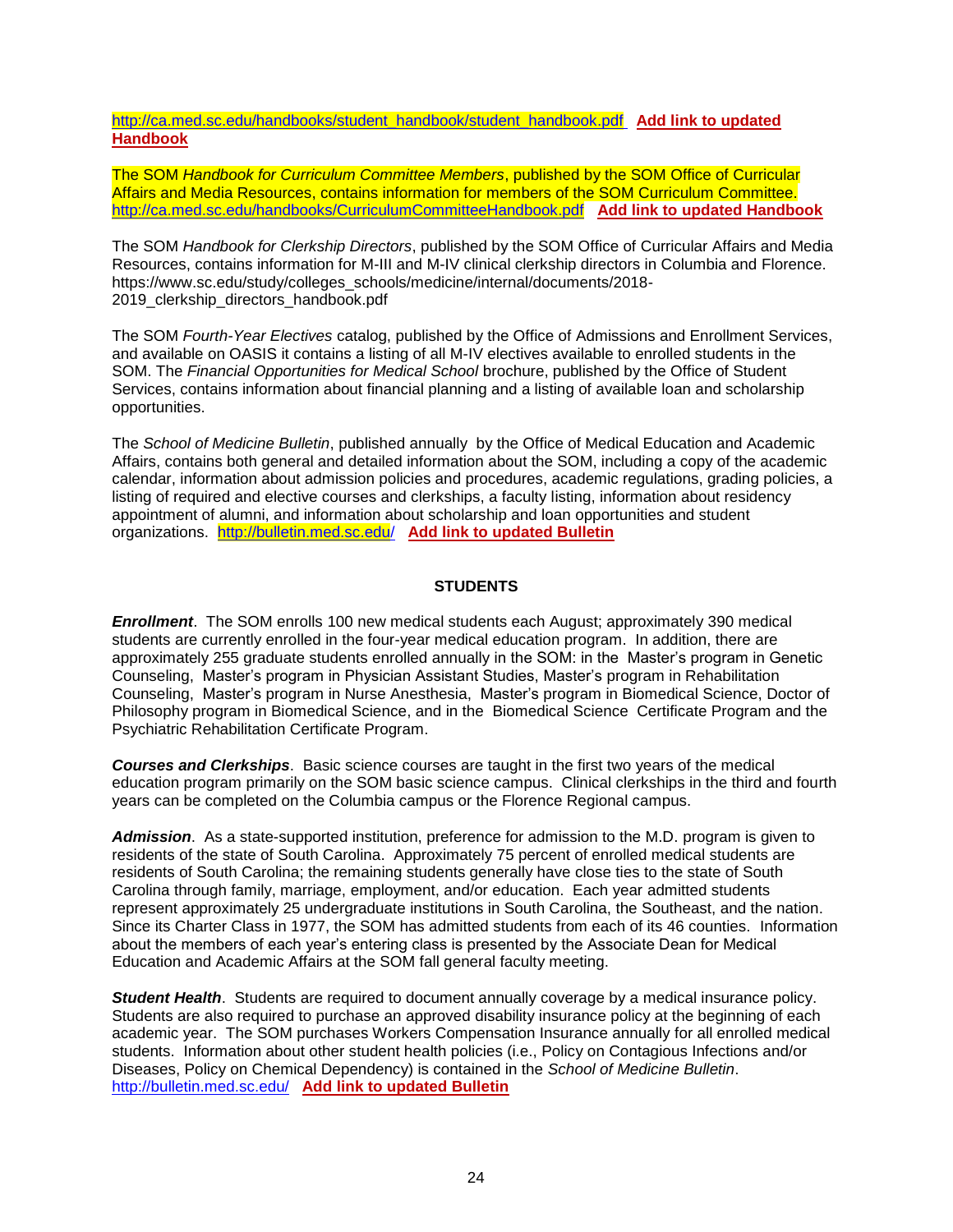http://ca.med.sc.edu/handbooks/student_handbook/student_handbook.pdf **Add link to updated Handbook**

The SOM *Handbook for Curriculum Committee Members*, published by the SOM Office of Curricular Affairs and Media Resources, contains information for members of the SOM Curriculum Committee. http://ca.med.sc.edu/handbooks/CurriculumCommitteeHandbook.pdf **Add link to updated Handbook**

The SOM *Handbook for Clerkship Directors*, published by the SOM Office of Curricular Affairs and Media Resources, contains information for M-III and M-IV clinical clerkship directors in Columbia and Florence. https://www.sc.edu/study/colleges_schools/medicine/internal/documents/2018-2019_clerkship_directors_handbook.pdf

The SOM *Fourth-Year Electives* catalog, published by the Office of Admissions and Enrollment Services, and available on OASIS it contains a listing of all M-IV electives available to enrolled students in the SOM. The *Financial Opportunities for Medical School* brochure, published by the Office of Student Services, contains information about financial planning and a listing of available loan and scholarship opportunities.

The *School of Medicine Bulletin*, published annually by the Office of Medical Education and Academic Affairs, contains both general and detailed information about the SOM, including a copy of the academic calendar, information about admission policies and procedures, academic regulations, grading policies, a listing of required and elective courses and clerkships, a faculty listing, information about residency appointment of alumni, and information about scholarship and loan opportunities and student organizations. http://bulletin.med.sc.edu/ **Add link to updated Bulletin**

## STUDENTS

***Enrollment***. The SOM enrolls 100 new medical students each August; approximately 390 medical students are currently enrolled in the four-year medical education program. In addition, there are approximately 255 graduate students enrolled annually in the SOM: in the Master's program in Genetic Counseling, Master's program in Physician Assistant Studies, Master's program in Rehabilitation Counseling, Master's program in Nurse Anesthesia, Master's program in Biomedical Science, Doctor of Philosophy program in Biomedical Science, and in the Biomedical Science Certificate Program and the Psychiatric Rehabilitation Certificate Program.

***Courses and Clerkships***. Basic science courses are taught in the first two years of the medical education program primarily on the SOM basic science campus. Clinical clerkships in the third and fourth years can be completed on the Columbia campus or the Florence Regional campus.

***Admission***. As a state-supported institution, preference for admission to the M.D. program is given to residents of the state of South Carolina. Approximately 75 percent of enrolled medical students are residents of South Carolina; the remaining students generally have close ties to the state of South Carolina through family, marriage, employment, and/or education. Each year admitted students represent approximately 25 undergraduate institutions in South Carolina, the Southeast, and the nation. Since its Charter Class in 1977, the SOM has admitted students from each of its 46 counties. Information about the members of each year's entering class is presented by the Associate Dean for Medical Education and Academic Affairs at the SOM fall general faculty meeting.

***Student Health***. Students are required to document annually coverage by a medical insurance policy. Students are also required to purchase an approved disability insurance policy at the beginning of each academic year. The SOM purchases Workers Compensation Insurance annually for all enrolled medical students. Information about other student health policies (i.e., Policy on Contagious Infections and/or Diseases, Policy on Chemical Dependency) is contained in the *School of Medicine Bulletin*. http://bulletin.med.sc.edu/ **Add link to updated Bulletin**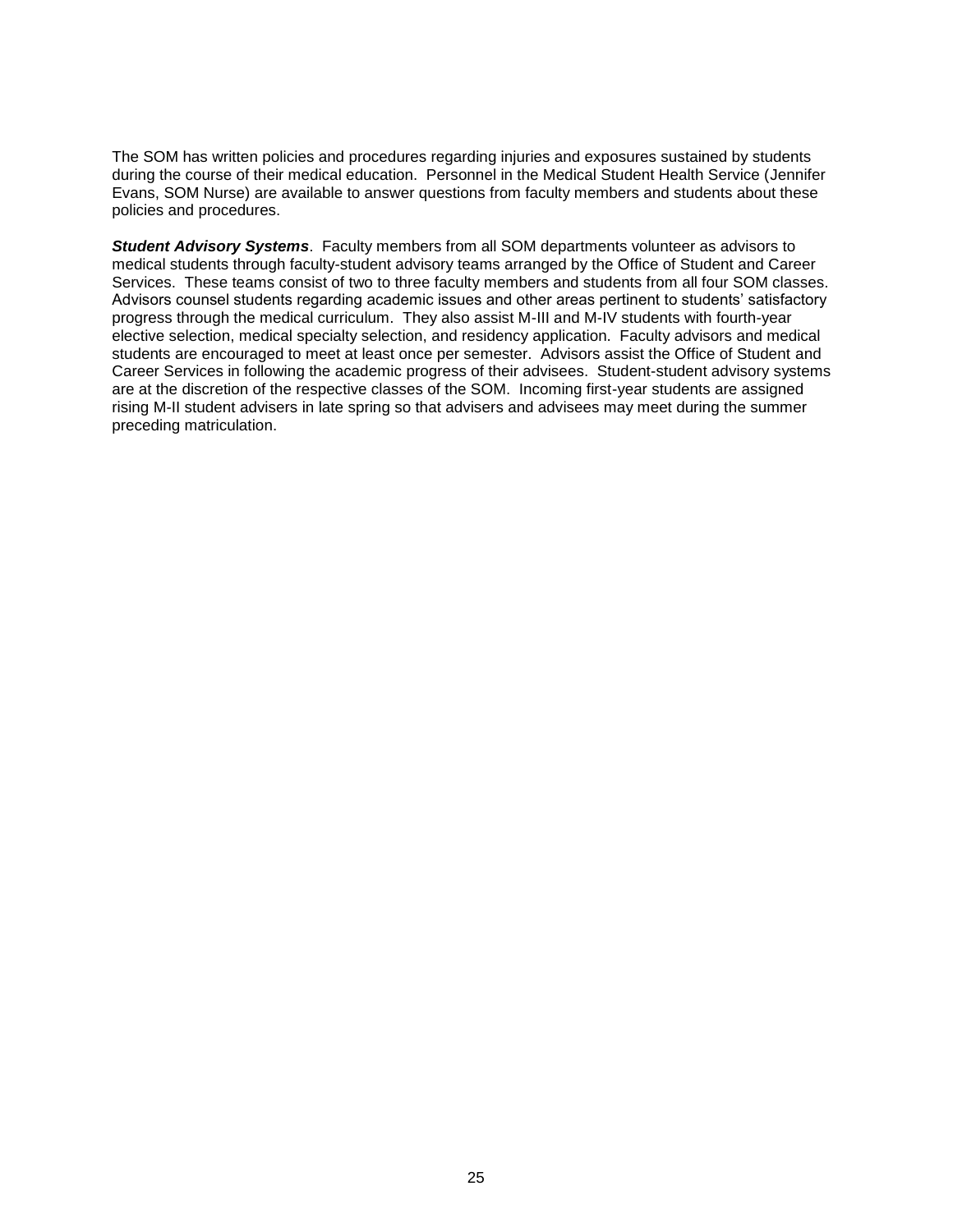The SOM has written policies and procedures regarding injuries and exposures sustained by students during the course of their medical education. Personnel in the Medical Student Health Service (Jennifer Evans, SOM Nurse) are available to answer questions from faculty members and students about these policies and procedures.

***Student Advisory Systems***. Faculty members from all SOM departments volunteer as advisors to medical students through faculty-student advisory teams arranged by the Office of Student and Career Services. These teams consist of two to three faculty members and students from all four SOM classes. Advisors counsel students regarding academic issues and other areas pertinent to students' satisfactory progress through the medical curriculum. They also assist M-III and M-IV students with fourth-year elective selection, medical specialty selection, and residency application. Faculty advisors and medical students are encouraged to meet at least once per semester. Advisors assist the Office of Student and Career Services in following the academic progress of their advisees. Student-student advisory systems are at the discretion of the respective classes of the SOM. Incoming first-year students are assigned rising M-II student advisers in late spring so that advisers and advisees may meet during the summer preceding matriculation.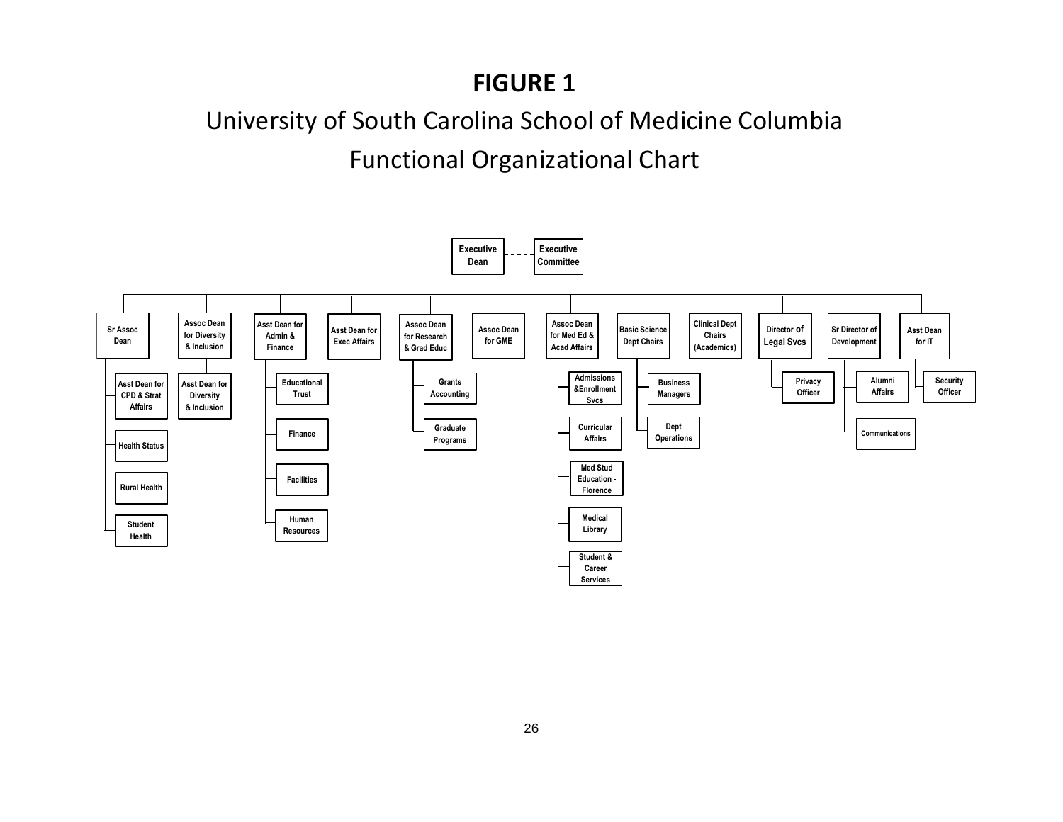# FIGURE 1

## University of South Carolina School of Medicine Columbia

## Functional Organizational Chart

- **Executive Dean** - - - **Executive Committee**
  - **Sr Assoc Dean**
    - Asst Dean for CPD & Strat Affairs
    - Health Status
    - Rural Health
    - Student Health
  - **Assoc Dean for Diversity & Inclusion**
    - Asst Dean for Diversity & Inclusion
  - **Asst Dean for Admin & Finance**
    - Educational Trust
    - Finance
    - Facilities
    - Human Resources
  - **Asst Dean for Exec Affairs**
  - **Assoc Dean for Research & Grad Educ**
    - Grants Accounting
    - Graduate Programs
  - **Assoc Dean for GME**
  - **Assoc Dean for Med Ed & Acad Affairs**
    - Admissions &Enrollment Svcs
    - Curricular Affairs
    - Med Stud Education - Florence
    - Medical Library
    - Student & Career Services
  - **Basic Science Dept Chairs**
    - Business Managers
    - Dept Operations
  - **Clinical Dept Chairs (Academics)**
  - **Director of Legal Svcs**
    - Privacy Officer
  - **Sr Director of Development**
    - Alumni Affairs
    - Communications
  - **Asst Dean for IT**
    - Security Officer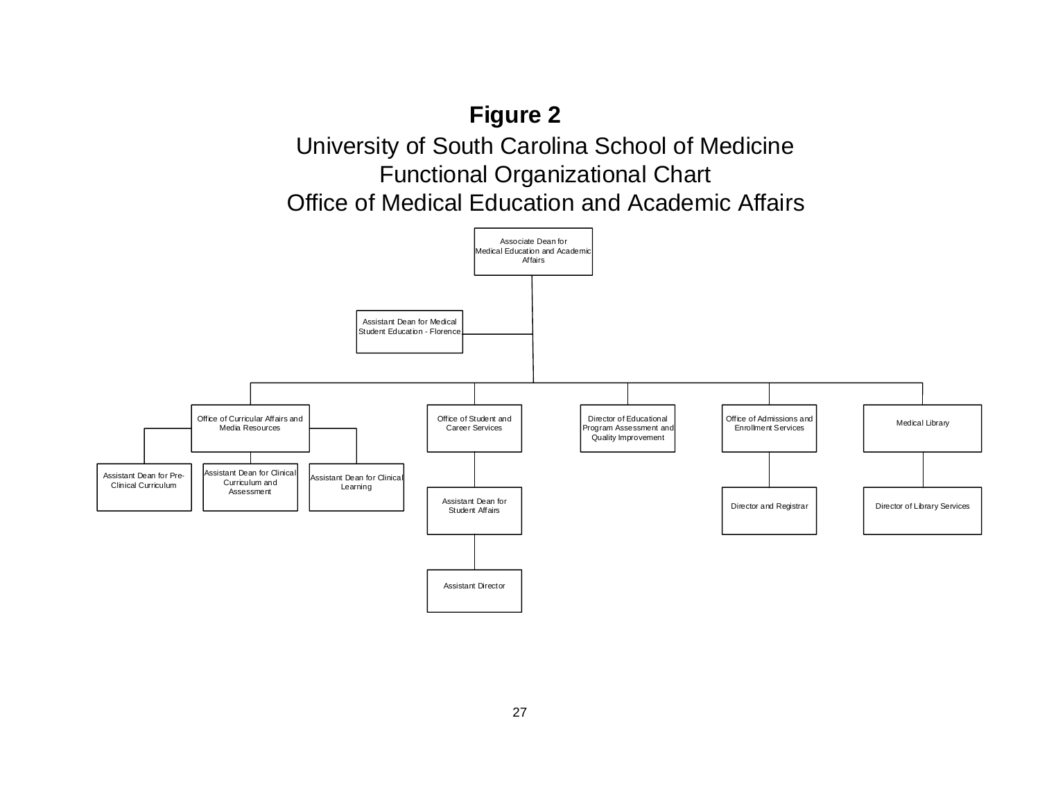**Figure 2**

University of South Carolina School of Medicine
Functional Organizational Chart
Office of Medical Education and Academic Affairs

Associate Dean for Medical Education and Academic Affairs

Assistant Dean for Medical Student Education - Florence

Office of Curricular Affairs and Media Resources

Office of Student and Career Services

Director of Educational Program Assessment and Quality Improvement

Office of Admissions and Enrollment Services

Medical Library

Assistant Dean for Pre-Clinical Curriculum

Assistant Dean for Clinical Curriculum and Assessment

Assistant Dean for Clinical Learning

Assistant Dean for Student Affairs

Director and Registrar

Director of Library Services

Assistant Director